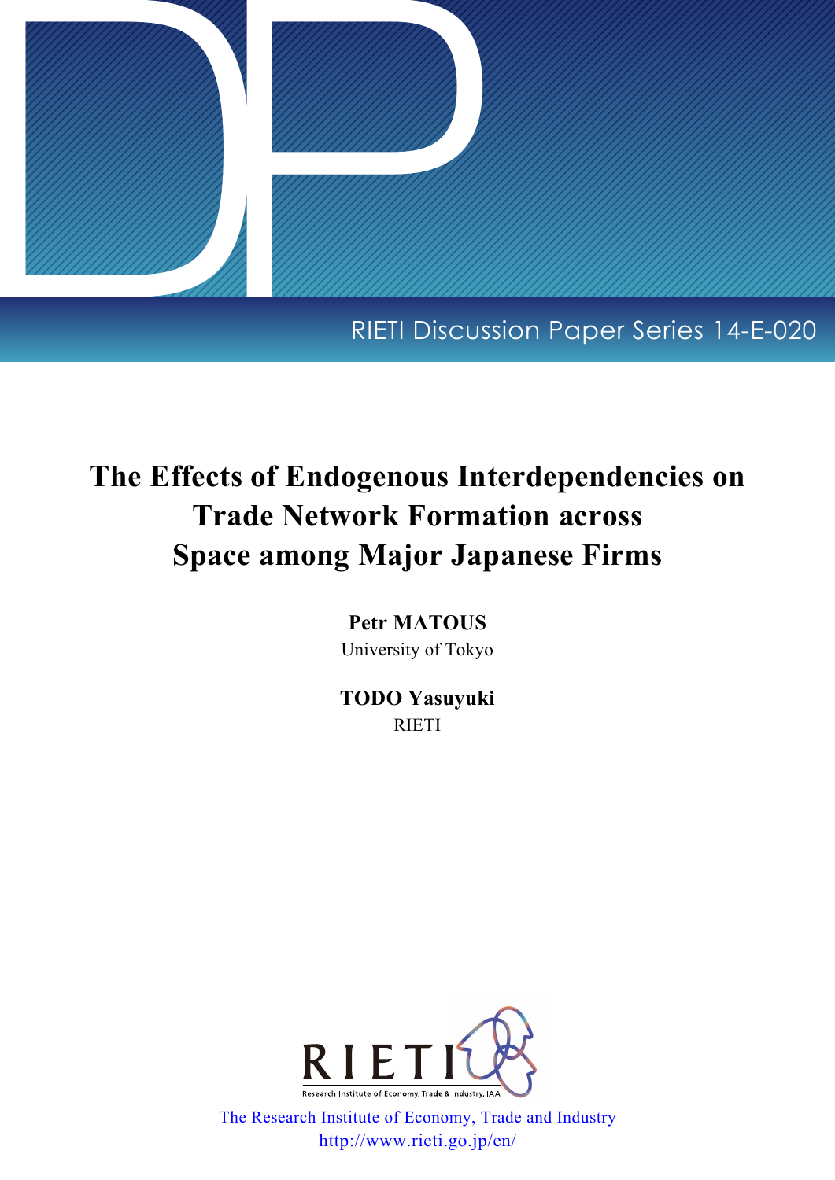RIETI Discussion Paper Series 14-E-020

# The Effects of Endogenous Interdependencies on Trade Network Formation across Space among Major Japanese Firms

**Petr MATOUS**
University of Tokyo

**TODO Yasuyuki**
RIETI

The Research Institute of Economy, Trade and Industry
http://www.rieti.go.jp/en/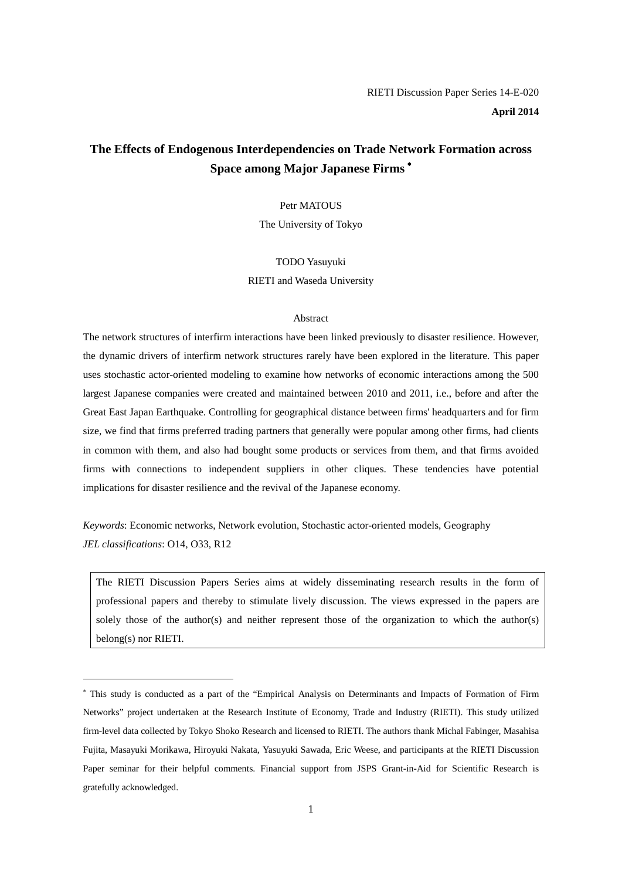RIETI Discussion Paper Series 14-E-020

**April 2014**

# The Effects of Endogenous Interdependencies on Trade Network Formation across Space among Major Japanese Firms *

Petr MATOUS

The University of Tokyo

TODO Yasuyuki

RIETI and Waseda University

## Abstract

The network structures of interfirm interactions have been linked previously to disaster resilience. However, the dynamic drivers of interfirm network structures rarely have been explored in the literature. This paper uses stochastic actor-oriented modeling to examine how networks of economic interactions among the 500 largest Japanese companies were created and maintained between 2010 and 2011, i.e., before and after the Great East Japan Earthquake. Controlling for geographical distance between firms' headquarters and for firm size, we find that firms preferred trading partners that generally were popular among other firms, had clients in common with them, and also had bought some products or services from them, and that firms avoided firms with connections to independent suppliers in other cliques. These tendencies have potential implications for disaster resilience and the revival of the Japanese economy.

*Keywords*: Economic networks, Network evolution, Stochastic actor-oriented models, Geography

*JEL classifications*: O14, O33, R12

The RIETI Discussion Papers Series aims at widely disseminating research results in the form of professional papers and thereby to stimulate lively discussion. The views expressed in the papers are solely those of the author(s) and neither represent those of the organization to which the author(s) belong(s) nor RIETI.

---

* This study is conducted as a part of the "Empirical Analysis on Determinants and Impacts of Formation of Firm Networks" project undertaken at the Research Institute of Economy, Trade and Industry (RIETI). This study utilized firm-level data collected by Tokyo Shoko Research and licensed to RIETI. The authors thank Michal Fabinger, Masahisa Fujita, Masayuki Morikawa, Hiroyuki Nakata, Yasuyuki Sawada, Eric Weese, and participants at the RIETI Discussion Paper seminar for their helpful comments. Financial support from JSPS Grant-in-Aid for Scientific Research is gratefully acknowledged.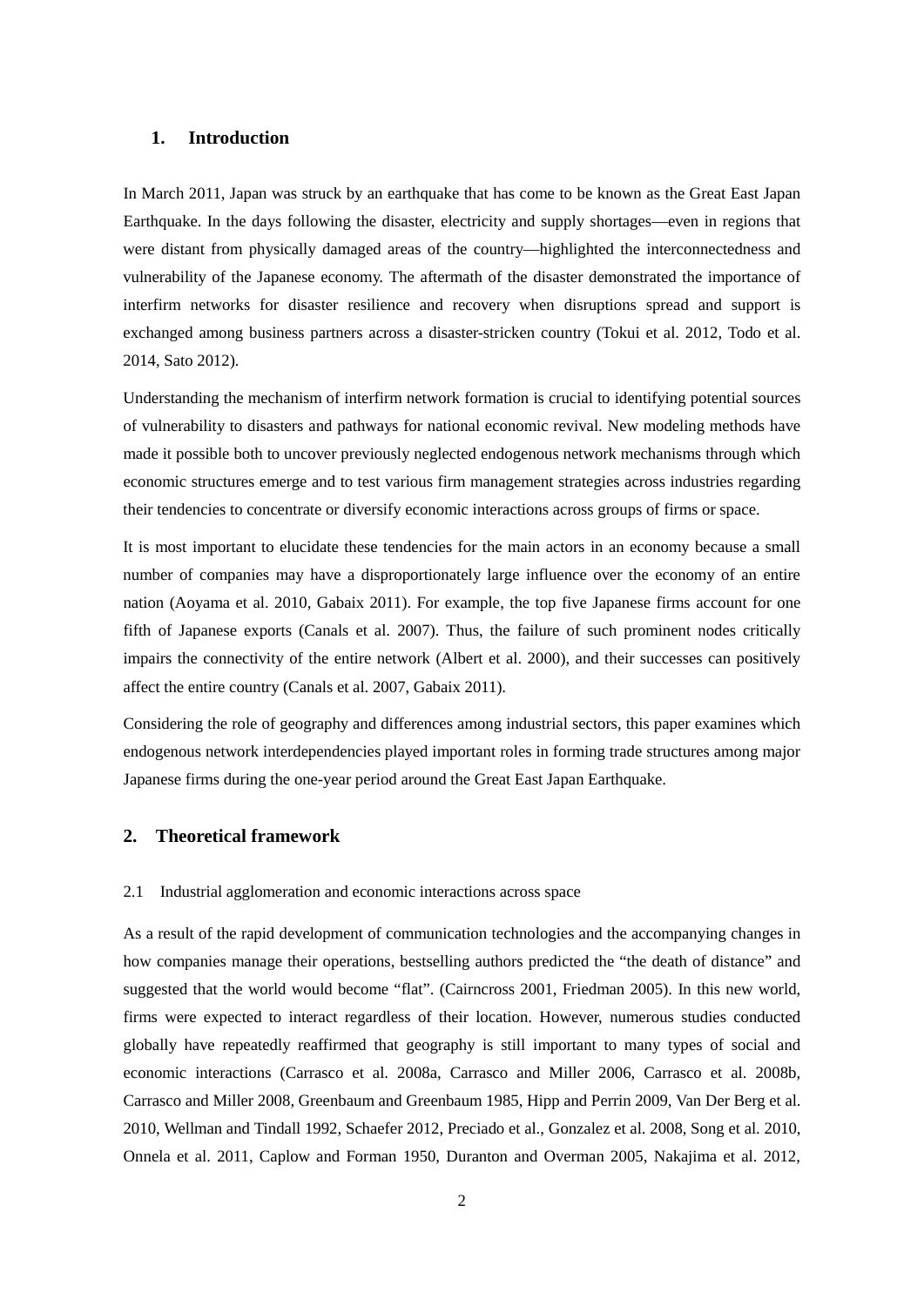## 1. Introduction

In March 2011, Japan was struck by an earthquake that has come to be known as the Great East Japan Earthquake. In the days following the disaster, electricity and supply shortages—even in regions that were distant from physically damaged areas of the country—highlighted the interconnectedness and vulnerability of the Japanese economy. The aftermath of the disaster demonstrated the importance of interfirm networks for disaster resilience and recovery when disruptions spread and support is exchanged among business partners across a disaster-stricken country (Tokui et al. 2012, Todo et al. 2014, Sato 2012).

Understanding the mechanism of interfirm network formation is crucial to identifying potential sources of vulnerability to disasters and pathways for national economic revival. New modeling methods have made it possible both to uncover previously neglected endogenous network mechanisms through which economic structures emerge and to test various firm management strategies across industries regarding their tendencies to concentrate or diversify economic interactions across groups of firms or space.

It is most important to elucidate these tendencies for the main actors in an economy because a small number of companies may have a disproportionately large influence over the economy of an entire nation (Aoyama et al. 2010, Gabaix 2011). For example, the top five Japanese firms account for one fifth of Japanese exports (Canals et al. 2007). Thus, the failure of such prominent nodes critically impairs the connectivity of the entire network (Albert et al. 2000), and their successes can positively affect the entire country (Canals et al. 2007, Gabaix 2011).

Considering the role of geography and differences among industrial sectors, this paper examines which endogenous network interdependencies played important roles in forming trade structures among major Japanese firms during the one-year period around the Great East Japan Earthquake.

## 2. Theoretical framework

### 2.1 Industrial agglomeration and economic interactions across space

As a result of the rapid development of communication technologies and the accompanying changes in how companies manage their operations, bestselling authors predicted the "the death of distance" and suggested that the world would become "flat". (Cairncross 2001, Friedman 2005). In this new world, firms were expected to interact regardless of their location. However, numerous studies conducted globally have repeatedly reaffirmed that geography is still important to many types of social and economic interactions (Carrasco et al. 2008a, Carrasco and Miller 2006, Carrasco et al. 2008b, Carrasco and Miller 2008, Greenbaum and Greenbaum 1985, Hipp and Perrin 2009, Van Der Berg et al. 2010, Wellman and Tindall 1992, Schaefer 2012, Preciado et al., Gonzalez et al. 2008, Song et al. 2010, Onnela et al. 2011, Caplow and Forman 1950, Duranton and Overman 2005, Nakajima et al. 2012,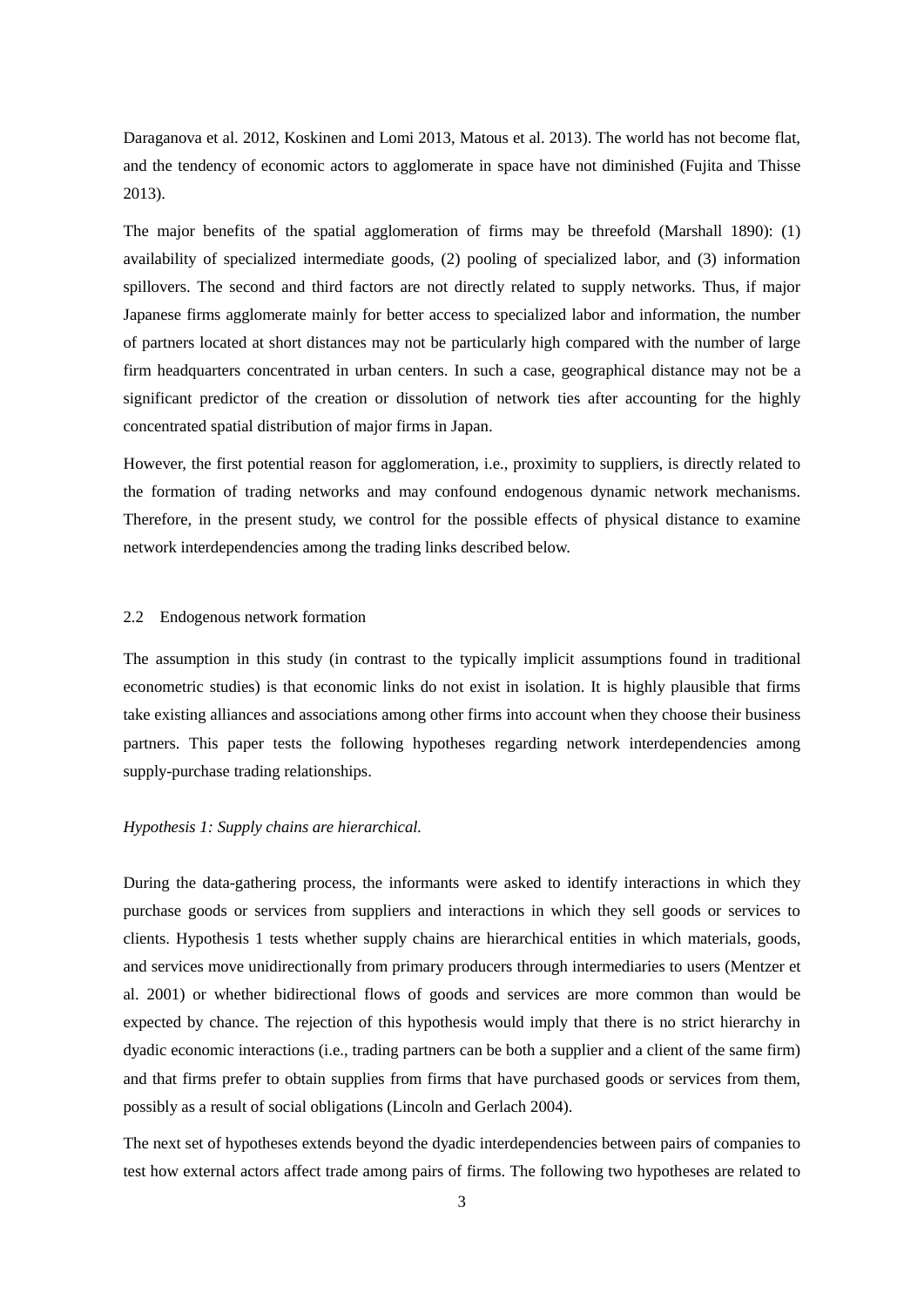Daraganova et al. 2012, Koskinen and Lomi 2013, Matous et al. 2013). The world has not become flat, and the tendency of economic actors to agglomerate in space have not diminished (Fujita and Thisse 2013).

The major benefits of the spatial agglomeration of firms may be threefold (Marshall 1890): (1) availability of specialized intermediate goods, (2) pooling of specialized labor, and (3) information spillovers. The second and third factors are not directly related to supply networks. Thus, if major Japanese firms agglomerate mainly for better access to specialized labor and information, the number of partners located at short distances may not be particularly high compared with the number of large firm headquarters concentrated in urban centers. In such a case, geographical distance may not be a significant predictor of the creation or dissolution of network ties after accounting for the highly concentrated spatial distribution of major firms in Japan.

However, the first potential reason for agglomeration, i.e., proximity to suppliers, is directly related to the formation of trading networks and may confound endogenous dynamic network mechanisms. Therefore, in the present study, we control for the possible effects of physical distance to examine network interdependencies among the trading links described below.

## 2.2 Endogenous network formation

The assumption in this study (in contrast to the typically implicit assumptions found in traditional econometric studies) is that economic links do not exist in isolation. It is highly plausible that firms take existing alliances and associations among other firms into account when they choose their business partners. This paper tests the following hypotheses regarding network interdependencies among supply-purchase trading relationships.

*Hypothesis 1: Supply chains are hierarchical.*

During the data-gathering process, the informants were asked to identify interactions in which they purchase goods or services from suppliers and interactions in which they sell goods or services to clients. Hypothesis 1 tests whether supply chains are hierarchical entities in which materials, goods, and services move unidirectionally from primary producers through intermediaries to users (Mentzer et al. 2001) or whether bidirectional flows of goods and services are more common than would be expected by chance. The rejection of this hypothesis would imply that there is no strict hierarchy in dyadic economic interactions (i.e., trading partners can be both a supplier and a client of the same firm) and that firms prefer to obtain supplies from firms that have purchased goods or services from them, possibly as a result of social obligations (Lincoln and Gerlach 2004).

The next set of hypotheses extends beyond the dyadic interdependencies between pairs of companies to test how external actors affect trade among pairs of firms. The following two hypotheses are related to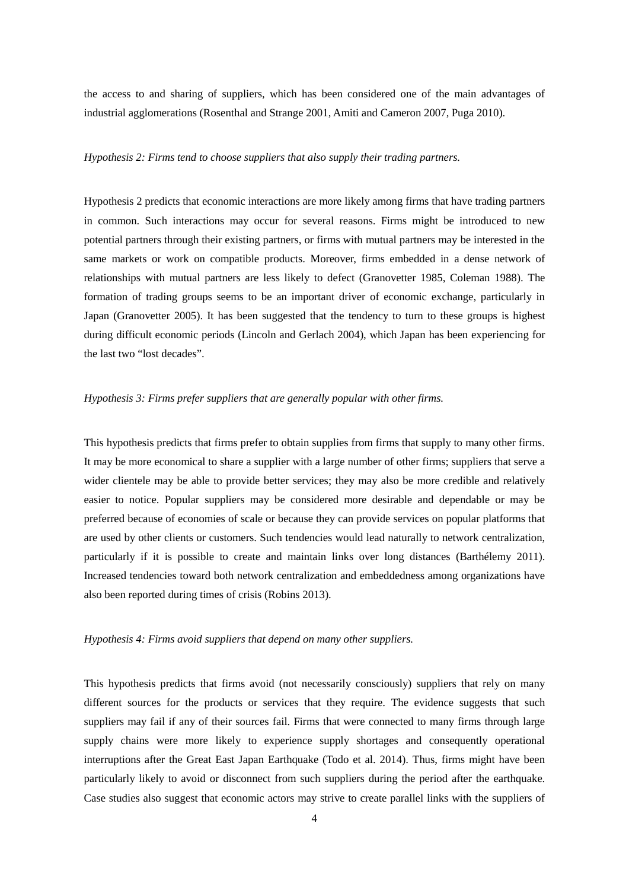the access to and sharing of suppliers, which has been considered one of the main advantages of industrial agglomerations (Rosenthal and Strange 2001, Amiti and Cameron 2007, Puga 2010).

*Hypothesis 2: Firms tend to choose suppliers that also supply their trading partners.*

Hypothesis 2 predicts that economic interactions are more likely among firms that have trading partners in common. Such interactions may occur for several reasons. Firms might be introduced to new potential partners through their existing partners, or firms with mutual partners may be interested in the same markets or work on compatible products. Moreover, firms embedded in a dense network of relationships with mutual partners are less likely to defect (Granovetter 1985, Coleman 1988). The formation of trading groups seems to be an important driver of economic exchange, particularly in Japan (Granovetter 2005). It has been suggested that the tendency to turn to these groups is highest during difficult economic periods (Lincoln and Gerlach 2004), which Japan has been experiencing for the last two "lost decades".

*Hypothesis 3: Firms prefer suppliers that are generally popular with other firms.*

This hypothesis predicts that firms prefer to obtain supplies from firms that supply to many other firms. It may be more economical to share a supplier with a large number of other firms; suppliers that serve a wider clientele may be able to provide better services; they may also be more credible and relatively easier to notice. Popular suppliers may be considered more desirable and dependable or may be preferred because of economies of scale or because they can provide services on popular platforms that are used by other clients or customers. Such tendencies would lead naturally to network centralization, particularly if it is possible to create and maintain links over long distances (Barthélemy 2011). Increased tendencies toward both network centralization and embeddedness among organizations have also been reported during times of crisis (Robins 2013).

*Hypothesis 4: Firms avoid suppliers that depend on many other suppliers.*

This hypothesis predicts that firms avoid (not necessarily consciously) suppliers that rely on many different sources for the products or services that they require. The evidence suggests that such suppliers may fail if any of their sources fail. Firms that were connected to many firms through large supply chains were more likely to experience supply shortages and consequently operational interruptions after the Great East Japan Earthquake (Todo et al. 2014). Thus, firms might have been particularly likely to avoid or disconnect from such suppliers during the period after the earthquake. Case studies also suggest that economic actors may strive to create parallel links with the suppliers of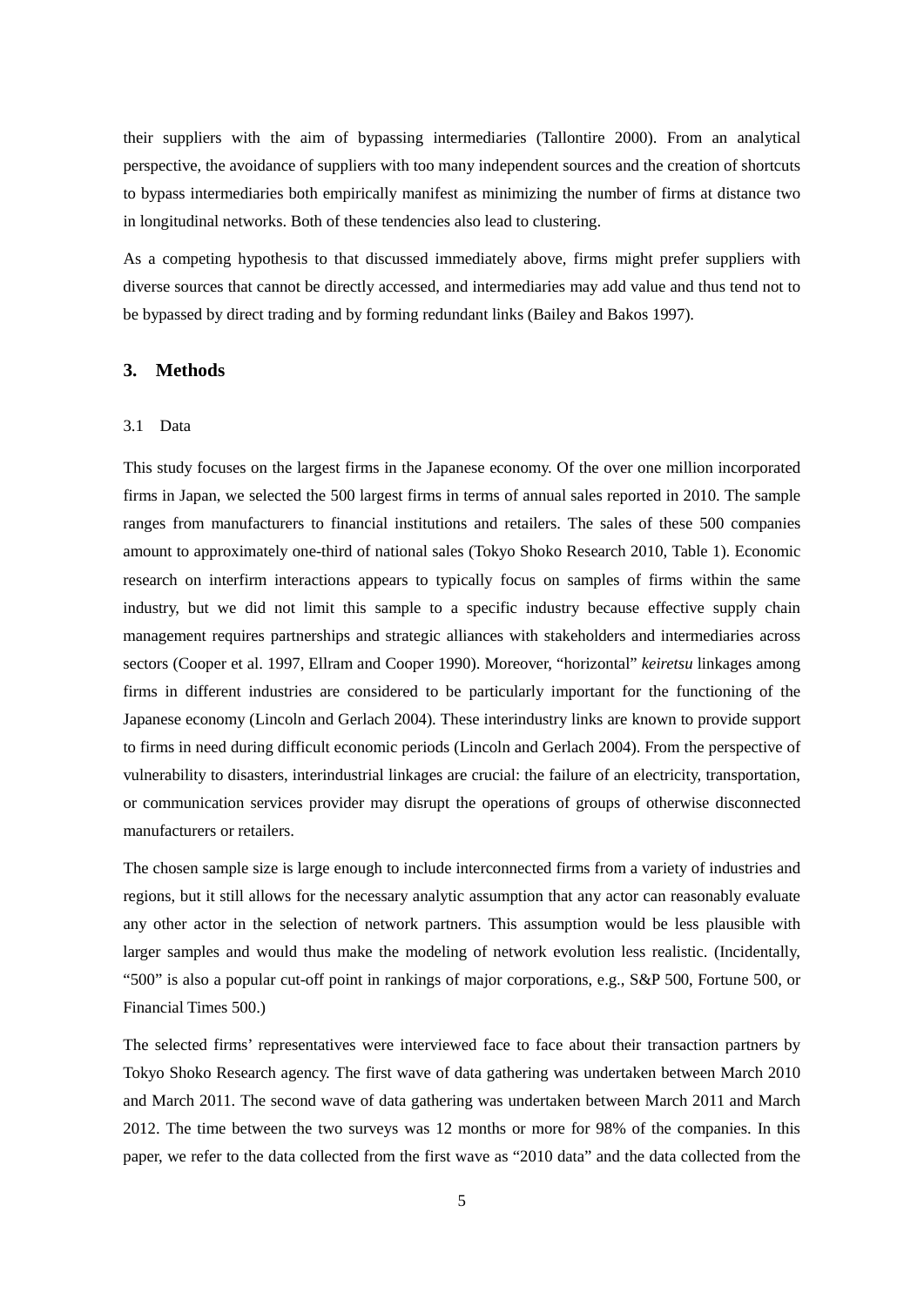their suppliers with the aim of bypassing intermediaries (Tallontire 2000). From an analytical perspective, the avoidance of suppliers with too many independent sources and the creation of shortcuts to bypass intermediaries both empirically manifest as minimizing the number of firms at distance two in longitudinal networks. Both of these tendencies also lead to clustering.

As a competing hypothesis to that discussed immediately above, firms might prefer suppliers with diverse sources that cannot be directly accessed, and intermediaries may add value and thus tend not to be bypassed by direct trading and by forming redundant links (Bailey and Bakos 1997).

## 3. Methods

### 3.1 Data

This study focuses on the largest firms in the Japanese economy. Of the over one million incorporated firms in Japan, we selected the 500 largest firms in terms of annual sales reported in 2010. The sample ranges from manufacturers to financial institutions and retailers. The sales of these 500 companies amount to approximately one-third of national sales (Tokyo Shoko Research 2010, Table 1). Economic research on interfirm interactions appears to typically focus on samples of firms within the same industry, but we did not limit this sample to a specific industry because effective supply chain management requires partnerships and strategic alliances with stakeholders and intermediaries across sectors (Cooper et al. 1997, Ellram and Cooper 1990). Moreover, "horizontal" *keiretsu* linkages among firms in different industries are considered to be particularly important for the functioning of the Japanese economy (Lincoln and Gerlach 2004). These interindustry links are known to provide support to firms in need during difficult economic periods (Lincoln and Gerlach 2004). From the perspective of vulnerability to disasters, interindustrial linkages are crucial: the failure of an electricity, transportation, or communication services provider may disrupt the operations of groups of otherwise disconnected manufacturers or retailers.

The chosen sample size is large enough to include interconnected firms from a variety of industries and regions, but it still allows for the necessary analytic assumption that any actor can reasonably evaluate any other actor in the selection of network partners. This assumption would be less plausible with larger samples and would thus make the modeling of network evolution less realistic. (Incidentally, "500" is also a popular cut-off point in rankings of major corporations, e.g., S&P 500, Fortune 500, or Financial Times 500.)

The selected firms' representatives were interviewed face to face about their transaction partners by Tokyo Shoko Research agency. The first wave of data gathering was undertaken between March 2010 and March 2011. The second wave of data gathering was undertaken between March 2011 and March 2012. The time between the two surveys was 12 months or more for 98% of the companies. In this paper, we refer to the data collected from the first wave as "2010 data" and the data collected from the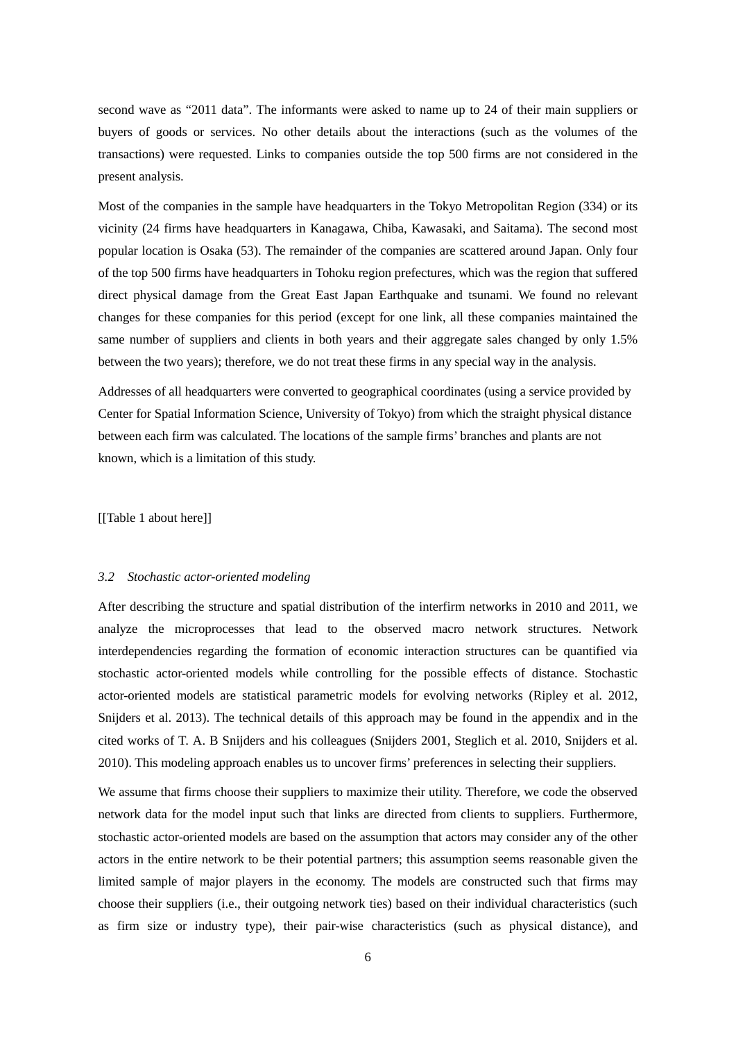second wave as “2011 data”. The informants were asked to name up to 24 of their main suppliers or buyers of goods or services. No other details about the interactions (such as the volumes of the transactions) were requested. Links to companies outside the top 500 firms are not considered in the present analysis.

Most of the companies in the sample have headquarters in the Tokyo Metropolitan Region (334) or its vicinity (24 firms have headquarters in Kanagawa, Chiba, Kawasaki, and Saitama). The second most popular location is Osaka (53). The remainder of the companies are scattered around Japan. Only four of the top 500 firms have headquarters in Tohoku region prefectures, which was the region that suffered direct physical damage from the Great East Japan Earthquake and tsunami. We found no relevant changes for these companies for this period (except for one link, all these companies maintained the same number of suppliers and clients in both years and their aggregate sales changed by only 1.5% between the two years); therefore, we do not treat these firms in any special way in the analysis.

Addresses of all headquarters were converted to geographical coordinates (using a service provided by Center for Spatial Information Science, University of Tokyo) from which the straight physical distance between each firm was calculated. The locations of the sample firms’ branches and plants are not known, which is a limitation of this study.

[[Table 1 about here]]

### *3.2 Stochastic actor-oriented modeling*

After describing the structure and spatial distribution of the interfirm networks in 2010 and 2011, we analyze the microprocesses that lead to the observed macro network structures. Network interdependencies regarding the formation of economic interaction structures can be quantified via stochastic actor-oriented models while controlling for the possible effects of distance. Stochastic actor-oriented models are statistical parametric models for evolving networks (Ripley et al. 2012, Snijders et al. 2013). The technical details of this approach may be found in the appendix and in the cited works of T. A. B Snijders and his colleagues (Snijders 2001, Steglich et al. 2010, Snijders et al. 2010). This modeling approach enables us to uncover firms’ preferences in selecting their suppliers.

We assume that firms choose their suppliers to maximize their utility. Therefore, we code the observed network data for the model input such that links are directed from clients to suppliers. Furthermore, stochastic actor-oriented models are based on the assumption that actors may consider any of the other actors in the entire network to be their potential partners; this assumption seems reasonable given the limited sample of major players in the economy. The models are constructed such that firms may choose their suppliers (i.e., their outgoing network ties) based on their individual characteristics (such as firm size or industry type), their pair-wise characteristics (such as physical distance), and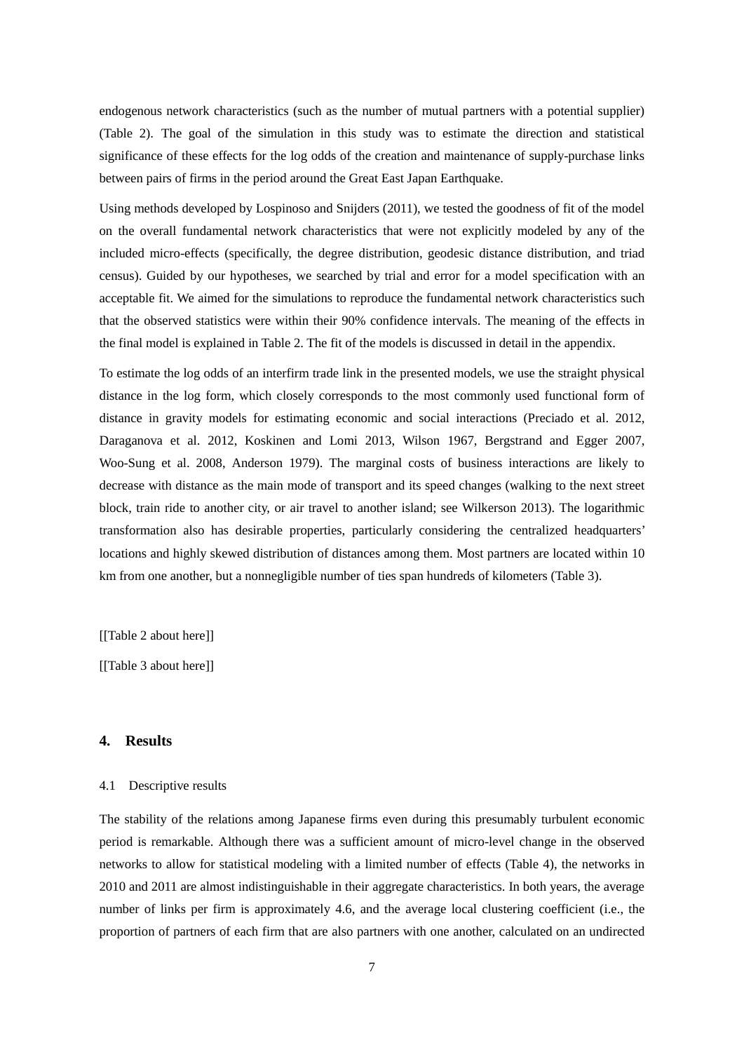endogenous network characteristics (such as the number of mutual partners with a potential supplier) (Table 2). The goal of the simulation in this study was to estimate the direction and statistical significance of these effects for the log odds of the creation and maintenance of supply-purchase links between pairs of firms in the period around the Great East Japan Earthquake.

Using methods developed by Lospinoso and Snijders (2011), we tested the goodness of fit of the model on the overall fundamental network characteristics that were not explicitly modeled by any of the included micro-effects (specifically, the degree distribution, geodesic distance distribution, and triad census). Guided by our hypotheses, we searched by trial and error for a model specification with an acceptable fit. We aimed for the simulations to reproduce the fundamental network characteristics such that the observed statistics were within their 90% confidence intervals. The meaning of the effects in the final model is explained in Table 2. The fit of the models is discussed in detail in the appendix.

To estimate the log odds of an interfirm trade link in the presented models, we use the straight physical distance in the log form, which closely corresponds to the most commonly used functional form of distance in gravity models for estimating economic and social interactions (Preciado et al. 2012, Daraganova et al. 2012, Koskinen and Lomi 2013, Wilson 1967, Bergstrand and Egger 2007, Woo-Sung et al. 2008, Anderson 1979). The marginal costs of business interactions are likely to decrease with distance as the main mode of transport and its speed changes (walking to the next street block, train ride to another city, or air travel to another island; see Wilkerson 2013). The logarithmic transformation also has desirable properties, particularly considering the centralized headquarters' locations and highly skewed distribution of distances among them. Most partners are located within 10 km from one another, but a nonnegligible number of ties span hundreds of kilometers (Table 3).

[[Table 2 about here]]

[[Table 3 about here]]

## 4. Results

### 4.1 Descriptive results

The stability of the relations among Japanese firms even during this presumably turbulent economic period is remarkable. Although there was a sufficient amount of micro-level change in the observed networks to allow for statistical modeling with a limited number of effects (Table 4), the networks in 2010 and 2011 are almost indistinguishable in their aggregate characteristics. In both years, the average number of links per firm is approximately 4.6, and the average local clustering coefficient (i.e., the proportion of partners of each firm that are also partners with one another, calculated on an undirected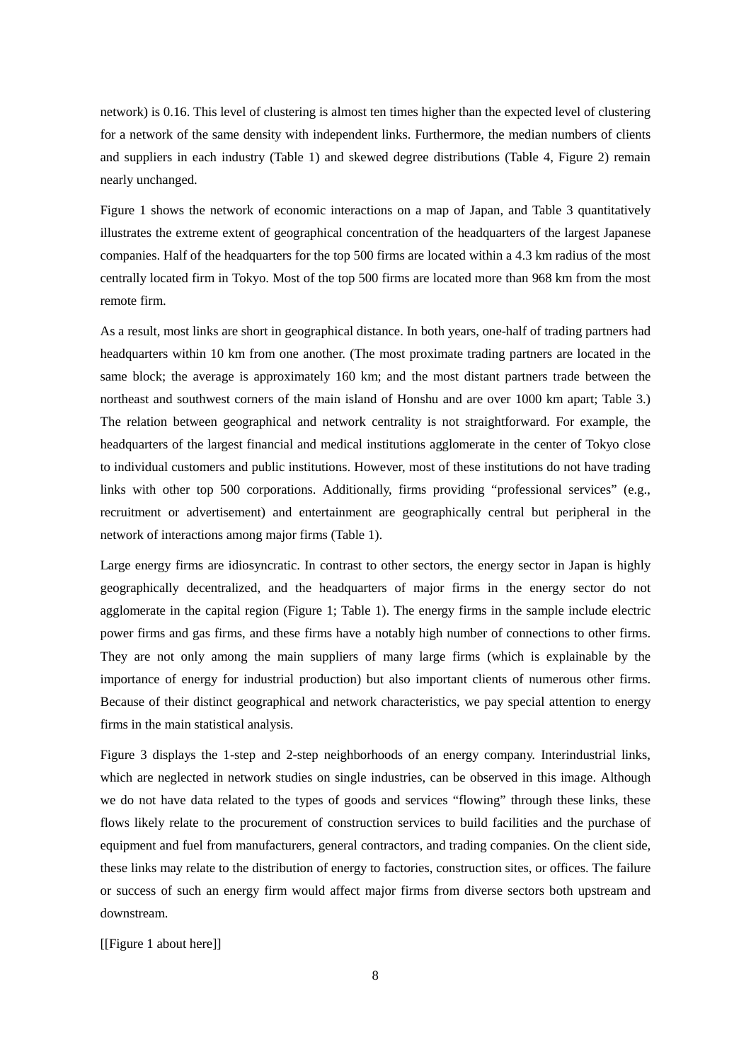network) is 0.16. This level of clustering is almost ten times higher than the expected level of clustering for a network of the same density with independent links. Furthermore, the median numbers of clients and suppliers in each industry (Table 1) and skewed degree distributions (Table 4, Figure 2) remain nearly unchanged.

Figure 1 shows the network of economic interactions on a map of Japan, and Table 3 quantitatively illustrates the extreme extent of geographical concentration of the headquarters of the largest Japanese companies. Half of the headquarters for the top 500 firms are located within a 4.3 km radius of the most centrally located firm in Tokyo. Most of the top 500 firms are located more than 968 km from the most remote firm.

As a result, most links are short in geographical distance. In both years, one-half of trading partners had headquarters within 10 km from one another. (The most proximate trading partners are located in the same block; the average is approximately 160 km; and the most distant partners trade between the northeast and southwest corners of the main island of Honshu and are over 1000 km apart; Table 3.) The relation between geographical and network centrality is not straightforward. For example, the headquarters of the largest financial and medical institutions agglomerate in the center of Tokyo close to individual customers and public institutions. However, most of these institutions do not have trading links with other top 500 corporations. Additionally, firms providing “professional services” (e.g., recruitment or advertisement) and entertainment are geographically central but peripheral in the network of interactions among major firms (Table 1).

Large energy firms are idiosyncratic. In contrast to other sectors, the energy sector in Japan is highly geographically decentralized, and the headquarters of major firms in the energy sector do not agglomerate in the capital region (Figure 1; Table 1). The energy firms in the sample include electric power firms and gas firms, and these firms have a notably high number of connections to other firms. They are not only among the main suppliers of many large firms (which is explainable by the importance of energy for industrial production) but also important clients of numerous other firms. Because of their distinct geographical and network characteristics, we pay special attention to energy firms in the main statistical analysis.

Figure 3 displays the 1-step and 2-step neighborhoods of an energy company. Interindustrial links, which are neglected in network studies on single industries, can be observed in this image. Although we do not have data related to the types of goods and services “flowing” through these links, these flows likely relate to the procurement of construction services to build facilities and the purchase of equipment and fuel from manufacturers, general contractors, and trading companies. On the client side, these links may relate to the distribution of energy to factories, construction sites, or offices. The failure or success of such an energy firm would affect major firms from diverse sectors both upstream and downstream.

[[Figure 1 about here]]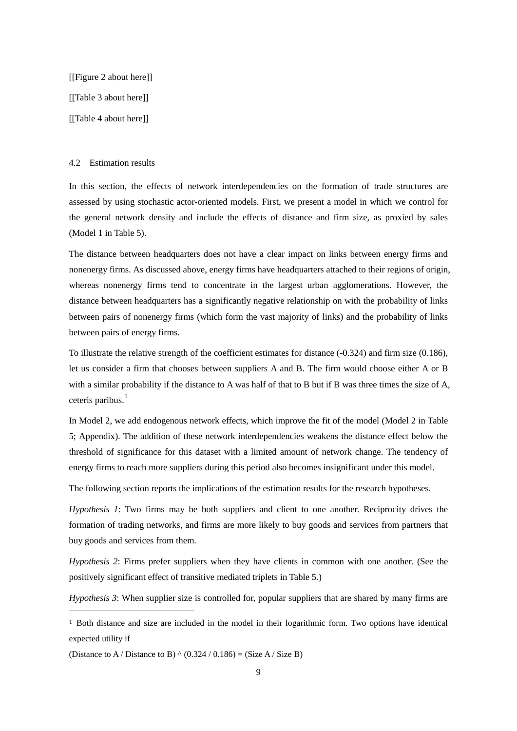[[Figure 2 about here]]

[[Table 3 about here]]

[[Table 4 about here]]

### 4.2 Estimation results

In this section, the effects of network interdependencies on the formation of trade structures are assessed by using stochastic actor-oriented models. First, we present a model in which we control for the general network density and include the effects of distance and firm size, as proxied by sales (Model 1 in Table 5).

The distance between headquarters does not have a clear impact on links between energy firms and nonenergy firms. As discussed above, energy firms have headquarters attached to their regions of origin, whereas nonenergy firms tend to concentrate in the largest urban agglomerations. However, the distance between headquarters has a significantly negative relationship on with the probability of links between pairs of nonenergy firms (which form the vast majority of links) and the probability of links between pairs of energy firms.

To illustrate the relative strength of the coefficient estimates for distance (-0.324) and firm size (0.186), let us consider a firm that chooses between suppliers A and B. The firm would choose either A or B with a similar probability if the distance to A was half of that to B but if B was three times the size of A, ceteris paribus.[1]

In Model 2, we add endogenous network effects, which improve the fit of the model (Model 2 in Table 5; Appendix). The addition of these network interdependencies weakens the distance effect below the threshold of significance for this dataset with a limited amount of network change. The tendency of energy firms to reach more suppliers during this period also becomes insignificant under this model.

The following section reports the implications of the estimation results for the research hypotheses.

*Hypothesis 1*: Two firms may be both suppliers and client to one another. Reciprocity drives the formation of trading networks, and firms are more likely to buy goods and services from partners that buy goods and services from them.

*Hypothesis 2*: Firms prefer suppliers when they have clients in common with one another. (See the positively significant effect of transitive mediated triplets in Table 5.)

*Hypothesis 3*: When supplier size is controlled for, popular suppliers that are shared by many firms are

---

[1] Both distance and size are included in the model in their logarithmic form. Two options have identical expected utility if

(Distance to A / Distance to B) ^ (0.324 / 0.186) = (Size A / Size B)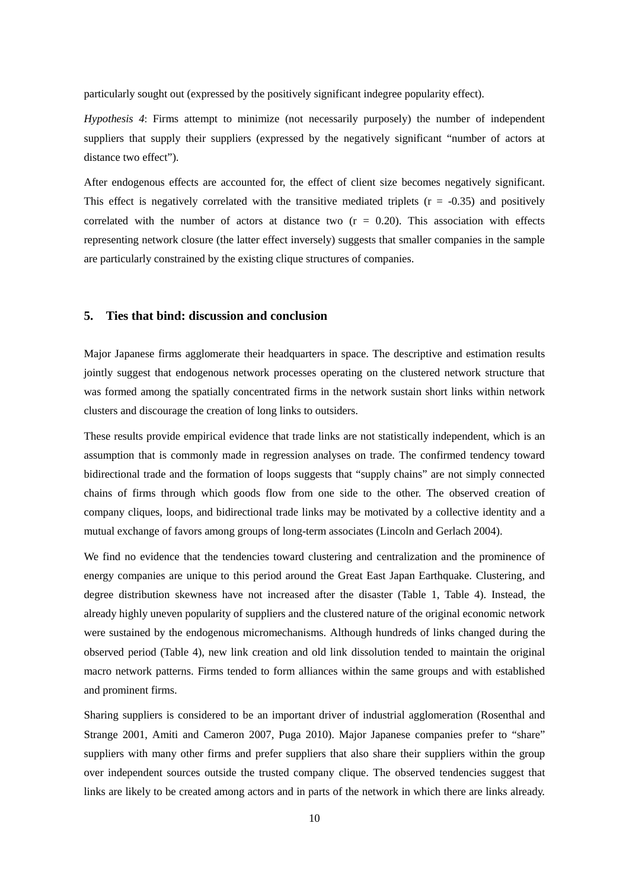particularly sought out (expressed by the positively significant indegree popularity effect).

*Hypothesis 4*: Firms attempt to minimize (not necessarily purposely) the number of independent suppliers that supply their suppliers (expressed by the negatively significant "number of actors at distance two effect").

After endogenous effects are accounted for, the effect of client size becomes negatively significant. This effect is negatively correlated with the transitive mediated triplets ($r = -0.35$) and positively correlated with the number of actors at distance two ($r = 0.20$). This association with effects representing network closure (the latter effect inversely) suggests that smaller companies in the sample are particularly constrained by the existing clique structures of companies.

## 5. Ties that bind: discussion and conclusion

Major Japanese firms agglomerate their headquarters in space. The descriptive and estimation results jointly suggest that endogenous network processes operating on the clustered network structure that was formed among the spatially concentrated firms in the network sustain short links within network clusters and discourage the creation of long links to outsiders.

These results provide empirical evidence that trade links are not statistically independent, which is an assumption that is commonly made in regression analyses on trade. The confirmed tendency toward bidirectional trade and the formation of loops suggests that "supply chains" are not simply connected chains of firms through which goods flow from one side to the other. The observed creation of company cliques, loops, and bidirectional trade links may be motivated by a collective identity and a mutual exchange of favors among groups of long-term associates (Lincoln and Gerlach 2004).

We find no evidence that the tendencies toward clustering and centralization and the prominence of energy companies are unique to this period around the Great East Japan Earthquake. Clustering, and degree distribution skewness have not increased after the disaster (Table 1, Table 4). Instead, the already highly uneven popularity of suppliers and the clustered nature of the original economic network were sustained by the endogenous micromechanisms. Although hundreds of links changed during the observed period (Table 4), new link creation and old link dissolution tended to maintain the original macro network patterns. Firms tended to form alliances within the same groups and with established and prominent firms.

Sharing suppliers is considered to be an important driver of industrial agglomeration (Rosenthal and Strange 2001, Amiti and Cameron 2007, Puga 2010). Major Japanese companies prefer to "share" suppliers with many other firms and prefer suppliers that also share their suppliers within the group over independent sources outside the trusted company clique. The observed tendencies suggest that links are likely to be created among actors and in parts of the network in which there are links already.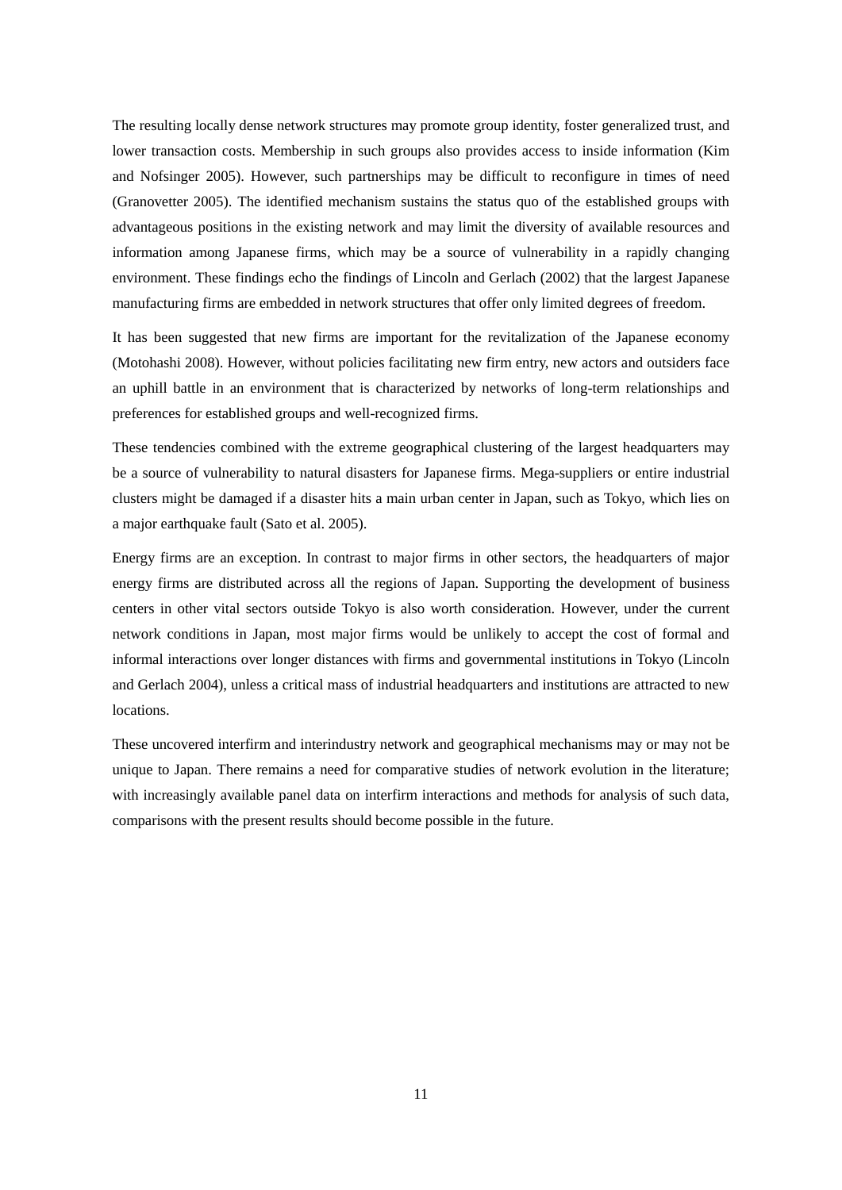The resulting locally dense network structures may promote group identity, foster generalized trust, and lower transaction costs. Membership in such groups also provides access to inside information (Kim and Nofsinger 2005). However, such partnerships may be difficult to reconfigure in times of need (Granovetter 2005). The identified mechanism sustains the status quo of the established groups with advantageous positions in the existing network and may limit the diversity of available resources and information among Japanese firms, which may be a source of vulnerability in a rapidly changing environment. These findings echo the findings of Lincoln and Gerlach (2002) that the largest Japanese manufacturing firms are embedded in network structures that offer only limited degrees of freedom.

It has been suggested that new firms are important for the revitalization of the Japanese economy (Motohashi 2008). However, without policies facilitating new firm entry, new actors and outsiders face an uphill battle in an environment that is characterized by networks of long-term relationships and preferences for established groups and well-recognized firms.

These tendencies combined with the extreme geographical clustering of the largest headquarters may be a source of vulnerability to natural disasters for Japanese firms. Mega-suppliers or entire industrial clusters might be damaged if a disaster hits a main urban center in Japan, such as Tokyo, which lies on a major earthquake fault (Sato et al. 2005).

Energy firms are an exception. In contrast to major firms in other sectors, the headquarters of major energy firms are distributed across all the regions of Japan. Supporting the development of business centers in other vital sectors outside Tokyo is also worth consideration. However, under the current network conditions in Japan, most major firms would be unlikely to accept the cost of formal and informal interactions over longer distances with firms and governmental institutions in Tokyo (Lincoln and Gerlach 2004), unless a critical mass of industrial headquarters and institutions are attracted to new locations.

These uncovered interfirm and interindustry network and geographical mechanisms may or may not be unique to Japan. There remains a need for comparative studies of network evolution in the literature; with increasingly available panel data on interfirm interactions and methods for analysis of such data, comparisons with the present results should become possible in the future.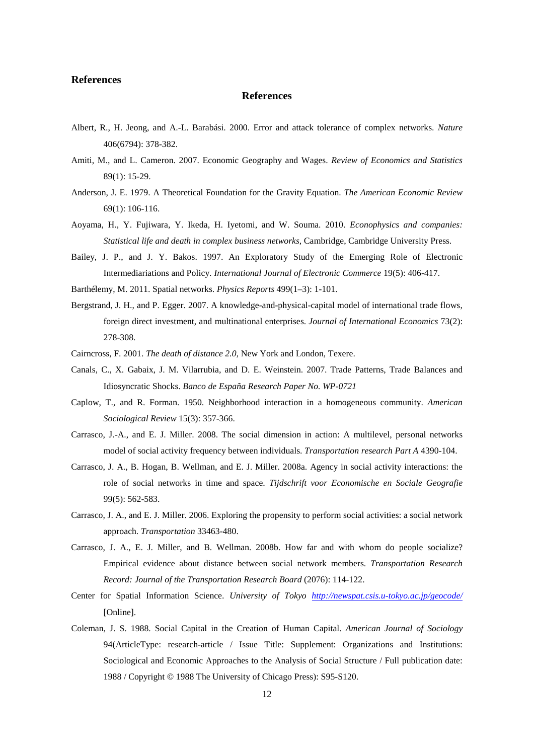# References

## References

Albert, R., H. Jeong, and A.-L. Barabási. 2000. Error and attack tolerance of complex networks. *Nature* 406(6794): 378-382.

Amiti, M., and L. Cameron. 2007. Economic Geography and Wages. *Review of Economics and Statistics* 89(1): 15-29.

Anderson, J. E. 1979. A Theoretical Foundation for the Gravity Equation. *The American Economic Review* 69(1): 106-116.

Aoyama, H., Y. Fujiwara, Y. Ikeda, H. Iyetomi, and W. Souma. 2010. *Econophysics and companies: Statistical life and death in complex business networks*, Cambridge, Cambridge University Press.

Bailey, J. P., and J. Y. Bakos. 1997. An Exploratory Study of the Emerging Role of Electronic Intermediariations and Policy. *International Journal of Electronic Commerce* 19(5): 406-417.

Barthélemy, M. 2011. Spatial networks. *Physics Reports* 499(1–3): 1-101.

Bergstrand, J. H., and P. Egger. 2007. A knowledge-and-physical-capital model of international trade flows, foreign direct investment, and multinational enterprises. *Journal of International Economics* 73(2): 278-308.

Cairncross, F. 2001. *The death of distance 2.0,* New York and London, Texere.

Canals, C., X. Gabaix, J. M. Vilarrubia, and D. E. Weinstein. 2007. Trade Patterns, Trade Balances and Idiosyncratic Shocks. *Banco de España Research Paper No. WP-0721*

Caplow, T., and R. Forman. 1950. Neighborhood interaction in a homogeneous community. *American Sociological Review* 15(3): 357-366.

Carrasco, J.-A., and E. J. Miller. 2008. The social dimension in action: A multilevel, personal networks model of social activity frequency between individuals. *Transportation research Part A* 4390-104.

Carrasco, J. A., B. Hogan, B. Wellman, and E. J. Miller. 2008a. Agency in social activity interactions: the role of social networks in time and space. *Tijdschrift voor Economische en Sociale Geografie* 99(5): 562-583.

Carrasco, J. A., and E. J. Miller. 2006. Exploring the propensity to perform social activities: a social network approach. *Transportation* 33463-480.

Carrasco, J. A., E. J. Miller, and B. Wellman. 2008b. How far and with whom do people socialize? Empirical evidence about distance between social network members. *Transportation Research Record: Journal of the Transportation Research Board* (2076): 114-122.

Center for Spatial Information Science. *University of Tokyo* http://newspat.csis.u-tokyo.ac.jp/geocode/ [Online].

Coleman, J. S. 1988. Social Capital in the Creation of Human Capital. *American Journal of Sociology* 94(ArticleType: research-article / Issue Title: Supplement: Organizations and Institutions: Sociological and Economic Approaches to the Analysis of Social Structure / Full publication date: 1988 / Copyright © 1988 The University of Chicago Press): S95-S120.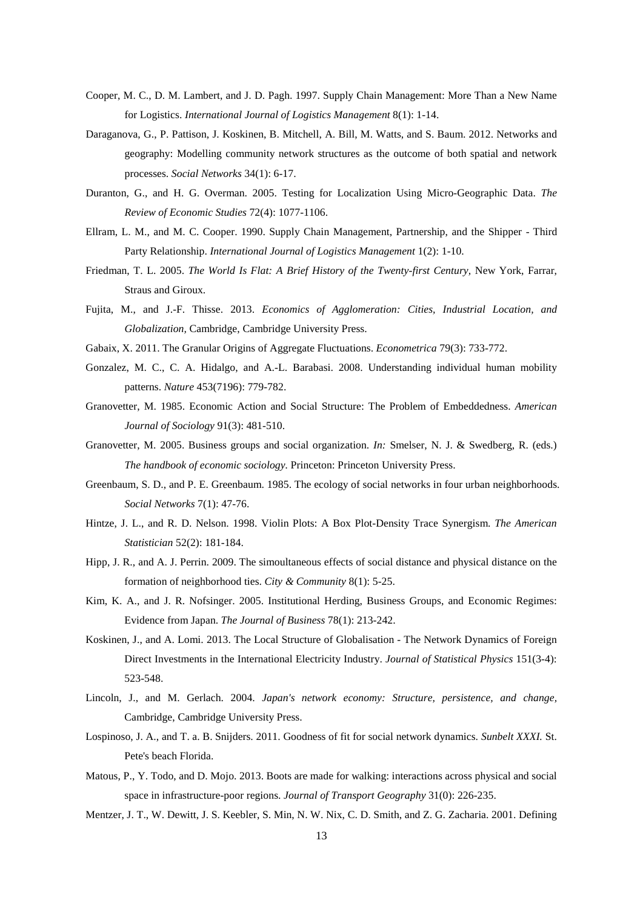Cooper, M. C., D. M. Lambert, and J. D. Pagh. 1997. Supply Chain Management: More Than a New Name for Logistics. *International Journal of Logistics Management* 8(1): 1-14.

Daraganova, G., P. Pattison, J. Koskinen, B. Mitchell, A. Bill, M. Watts, and S. Baum. 2012. Networks and geography: Modelling community network structures as the outcome of both spatial and network processes. *Social Networks* 34(1): 6-17.

Duranton, G., and H. G. Overman. 2005. Testing for Localization Using Micro-Geographic Data. *The Review of Economic Studies* 72(4): 1077-1106.

Ellram, L. M., and M. C. Cooper. 1990. Supply Chain Management, Partnership, and the Shipper - Third Party Relationship. *International Journal of Logistics Management* 1(2): 1-10.

Friedman, T. L. 2005. *The World Is Flat: A Brief History of the Twenty-first Century,* New York, Farrar, Straus and Giroux.

Fujita, M., and J.-F. Thisse. 2013. *Economics of Agglomeration: Cities, Industrial Location, and Globalization,* Cambridge, Cambridge University Press.

Gabaix, X. 2011. The Granular Origins of Aggregate Fluctuations. *Econometrica* 79(3): 733-772.

Gonzalez, M. C., C. A. Hidalgo, and A.-L. Barabasi. 2008. Understanding individual human mobility patterns. *Nature* 453(7196): 779-782.

Granovetter, M. 1985. Economic Action and Social Structure: The Problem of Embeddedness. *American Journal of Sociology* 91(3): 481-510.

Granovetter, M. 2005. Business groups and social organization. *In:* Smelser, N. J. & Swedberg, R. (eds.) *The handbook of economic sociology*. Princeton: Princeton University Press.

Greenbaum, S. D., and P. E. Greenbaum. 1985. The ecology of social networks in four urban neighborhoods. *Social Networks* 7(1): 47-76.

Hintze, J. L., and R. D. Nelson. 1998. Violin Plots: A Box Plot-Density Trace Synergism. *The American Statistician* 52(2): 181-184.

Hipp, J. R., and A. J. Perrin. 2009. The simoultaneous effects of social distance and physical distance on the formation of neighborhood ties. *City & Community* 8(1): 5-25.

Kim, K. A., and J. R. Nofsinger. 2005. Institutional Herding, Business Groups, and Economic Regimes: Evidence from Japan. *The Journal of Business* 78(1): 213-242.

Koskinen, J., and A. Lomi. 2013. The Local Structure of Globalisation - The Network Dynamics of Foreign Direct Investments in the International Electricity Industry. *Journal of Statistical Physics* 151(3-4): 523-548.

Lincoln, J., and M. Gerlach. 2004. *Japan's network economy: Structure, persistence, and change,* Cambridge, Cambridge University Press.

Lospinoso, J. A., and T. a. B. Snijders. 2011. Goodness of fit for social network dynamics. *Sunbelt XXXI.* St. Pete's beach Florida.

Matous, P., Y. Todo, and D. Mojo. 2013. Boots are made for walking: interactions across physical and social space in infrastructure-poor regions. *Journal of Transport Geography* 31(0): 226-235.

Mentzer, J. T., W. Dewitt, J. S. Keebler, S. Min, N. W. Nix, C. D. Smith, and Z. G. Zacharia. 2001. Defining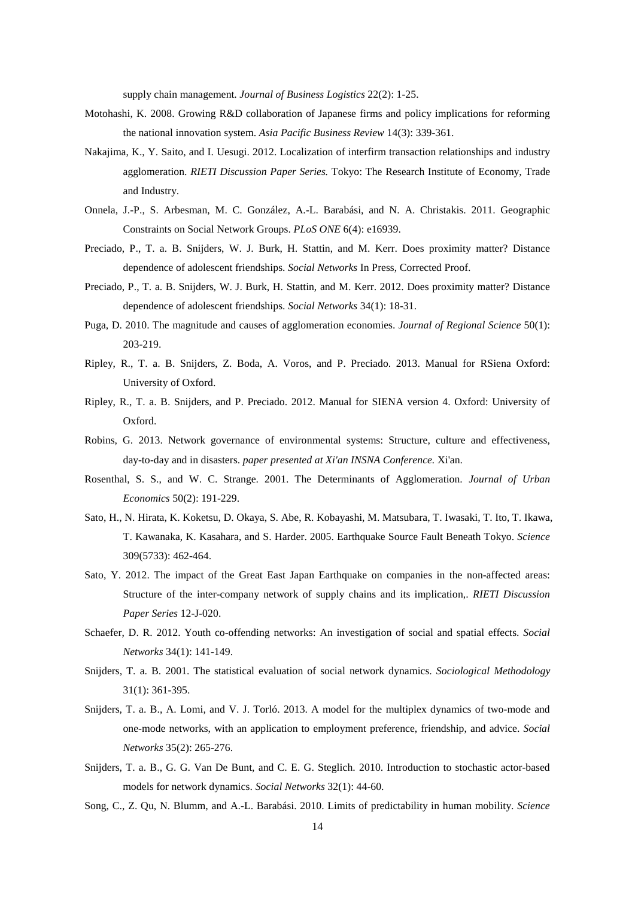supply chain management. *Journal of Business Logistics* 22(2): 1-25.

Motohashi, K. 2008. Growing R&D collaboration of Japanese firms and policy implications for reforming the national innovation system. *Asia Pacific Business Review* 14(3): 339-361.

Nakajima, K., Y. Saito, and I. Uesugi. 2012. Localization of interfirm transaction relationships and industry agglomeration. *RIETI Discussion Paper Series.* Tokyo: The Research Institute of Economy, Trade and Industry.

Onnela, J.-P., S. Arbesman, M. C. González, A.-L. Barabási, and N. A. Christakis. 2011. Geographic Constraints on Social Network Groups. *PLoS ONE* 6(4): e16939.

Preciado, P., T. a. B. Snijders, W. J. Burk, H. Stattin, and M. Kerr. Does proximity matter? Distance dependence of adolescent friendships. *Social Networks* In Press, Corrected Proof.

Preciado, P., T. a. B. Snijders, W. J. Burk, H. Stattin, and M. Kerr. 2012. Does proximity matter? Distance dependence of adolescent friendships. *Social Networks* 34(1): 18-31.

Puga, D. 2010. The magnitude and causes of agglomeration economies. *Journal of Regional Science* 50(1): 203-219.

Ripley, R., T. a. B. Snijders, Z. Boda, A. Voros, and P. Preciado. 2013. Manual for RSiena Oxford: University of Oxford.

Ripley, R., T. a. B. Snijders, and P. Preciado. 2012. Manual for SIENA version 4. Oxford: University of Oxford.

Robins, G. 2013. Network governance of environmental systems: Structure, culture and effectiveness, day-to-day and in disasters. *paper presented at Xi'an INSNA Conference.* Xi'an.

Rosenthal, S. S., and W. C. Strange. 2001. The Determinants of Agglomeration. *Journal of Urban Economics* 50(2): 191-229.

Sato, H., N. Hirata, K. Koketsu, D. Okaya, S. Abe, R. Kobayashi, M. Matsubara, T. Iwasaki, T. Ito, T. Ikawa, T. Kawanaka, K. Kasahara, and S. Harder. 2005. Earthquake Source Fault Beneath Tokyo. *Science* 309(5733): 462-464.

Sato, Y. 2012. The impact of the Great East Japan Earthquake on companies in the non-affected areas: Structure of the inter-company network of supply chains and its implication,. *RIETI Discussion Paper Series* 12-J-020.

Schaefer, D. R. 2012. Youth co-offending networks: An investigation of social and spatial effects. *Social Networks* 34(1): 141-149.

Snijders, T. a. B. 2001. The statistical evaluation of social network dynamics. *Sociological Methodology* 31(1): 361-395.

Snijders, T. a. B., A. Lomi, and V. J. Torló. 2013. A model for the multiplex dynamics of two-mode and one-mode networks, with an application to employment preference, friendship, and advice. *Social Networks* 35(2): 265-276.

Snijders, T. a. B., G. G. Van De Bunt, and C. E. G. Steglich. 2010. Introduction to stochastic actor-based models for network dynamics. *Social Networks* 32(1): 44-60.

Song, C., Z. Qu, N. Blumm, and A.-L. Barabási. 2010. Limits of predictability in human mobility. *Science*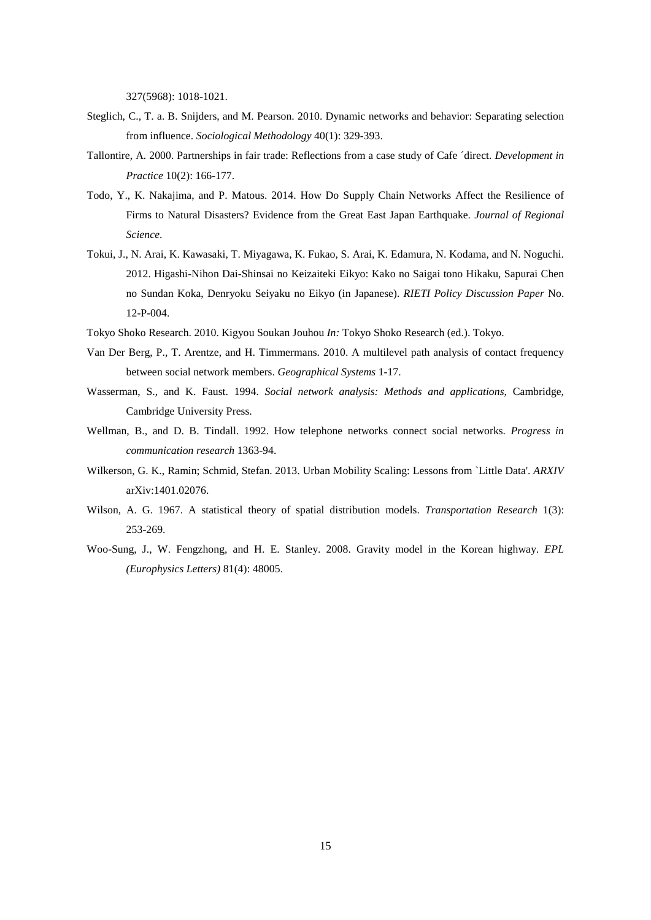327(5968): 1018-1021.

Steglich, C., T. a. B. Snijders, and M. Pearson. 2010. Dynamic networks and behavior: Separating selection from influence. *Sociological Methodology* 40(1): 329-393.

Tallontire, A. 2000. Partnerships in fair trade: Reflections from a case study of Cafe ´direct. *Development in Practice* 10(2): 166-177.

Todo, Y., K. Nakajima, and P. Matous. 2014. How Do Supply Chain Networks Affect the Resilience of Firms to Natural Disasters? Evidence from the Great East Japan Earthquake. *Journal of Regional Science*.

Tokui, J., N. Arai, K. Kawasaki, T. Miyagawa, K. Fukao, S. Arai, K. Edamura, N. Kodama, and N. Noguchi. 2012. Higashi-Nihon Dai-Shinsai no Keizaiteki Eikyo: Kako no Saigai tono Hikaku, Sapurai Chen no Sundan Koka, Denryoku Seiyaku no Eikyo (in Japanese). *RIETI Policy Discussion Paper* No. 12-P-004.

Tokyo Shoko Research. 2010. Kigyou Soukan Jouhou *In:* Tokyo Shoko Research (ed.). Tokyo.

Van Der Berg, P., T. Arentze, and H. Timmermans. 2010. A multilevel path analysis of contact frequency between social network members. *Geographical Systems* 1-17.

Wasserman, S., and K. Faust. 1994. *Social network analysis: Methods and applications*, Cambridge, Cambridge University Press.

Wellman, B., and D. B. Tindall. 1992. How telephone networks connect social networks. *Progress in communication research* 1363-94.

Wilkerson, G. K., Ramin; Schmid, Stefan. 2013. Urban Mobility Scaling: Lessons from `Little Data'. *ARXIV* arXiv:1401.02076.

Wilson, A. G. 1967. A statistical theory of spatial distribution models. *Transportation Research* 1(3): 253-269.

Woo-Sung, J., W. Fengzhong, and H. E. Stanley. 2008. Gravity model in the Korean highway. *EPL (Europhysics Letters)* 81(4): 48005.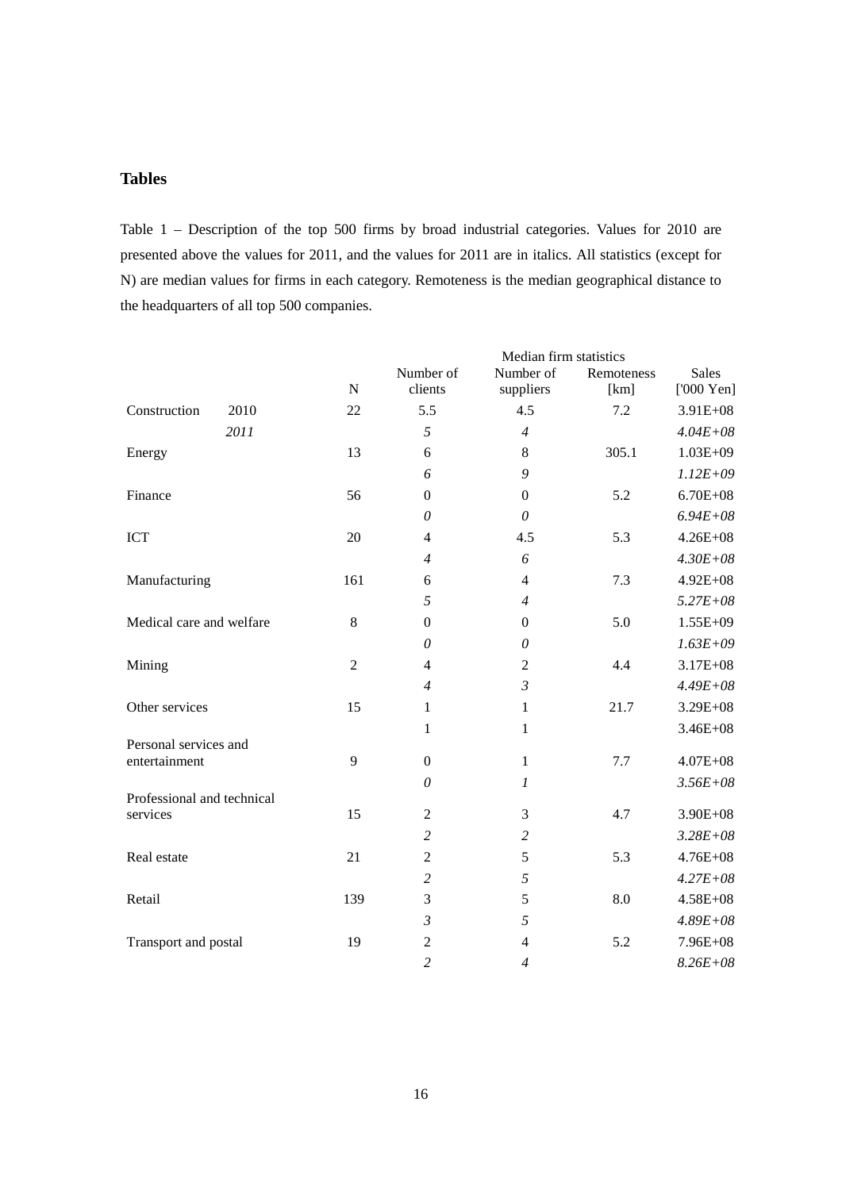## Tables

Table 1 – Description of the top 500 firms by broad industrial categories. Values for 2010 are presented above the values for 2011, and the values for 2011 are in italics. All statistics (except for N) are median values for firms in each category. Remoteness is the median geographical distance to the headquarters of all top 500 companies.

| | | | Median firm statistics | | | |
|---|---|---|---|---|---|---|
| | | N | Number of clients | Number of suppliers | Remoteness [km] | Sales ['000 Yen] |
| Construction | 2010 | 22 | 5.5 | 4.5 | 7.2 | 3.91E+08 |
| | *2011* | | *5* | *4* | | *4.04E+08* |
| Energy | | 13 | 6 | 8 | 305.1 | 1.03E+09 |
| | | | *6* | *9* | | *1.12E+09* |
| Finance | | 56 | 0 | 0 | 5.2 | 6.70E+08 |
| | | | *0* | *0* | | *6.94E+08* |
| ICT | | 20 | 4 | 4.5 | 5.3 | 4.26E+08 |
| | | | *4* | *6* | | *4.30E+08* |
| Manufacturing | | 161 | 6 | 4 | 7.3 | 4.92E+08 |
| | | | *5* | *4* | | *5.27E+08* |
| Medical care and welfare | | 8 | 0 | 0 | 5.0 | 1.55E+09 |
| | | | *0* | *0* | | *1.63E+09* |
| Mining | | 2 | 4 | 2 | 4.4 | 3.17E+08 |
| | | | *4* | *3* | | *4.49E+08* |
| Other services | | 15 | 1 | 1 | 21.7 | 3.29E+08 |
| | | | 1 | 1 | | 3.46E+08 |
| Personal services and entertainment | | 9 | 0 | 1 | 7.7 | 4.07E+08 |
| | | | *0* | *1* | | *3.56E+08* |
| Professional and technical services | | 15 | 2 | 3 | 4.7 | 3.90E+08 |
| | | | *2* | *2* | | *3.28E+08* |
| Real estate | | 21 | 2 | 5 | 5.3 | 4.76E+08 |
| | | | *2* | *5* | | *4.27E+08* |
| Retail | | 139 | 3 | 5 | 8.0 | 4.58E+08 |
| | | | *3* | *5* | | *4.89E+08* |
| Transport and postal | | 19 | 2 | 4 | 5.2 | 7.96E+08 |
| | | | *2* | *4* | | *8.26E+08* |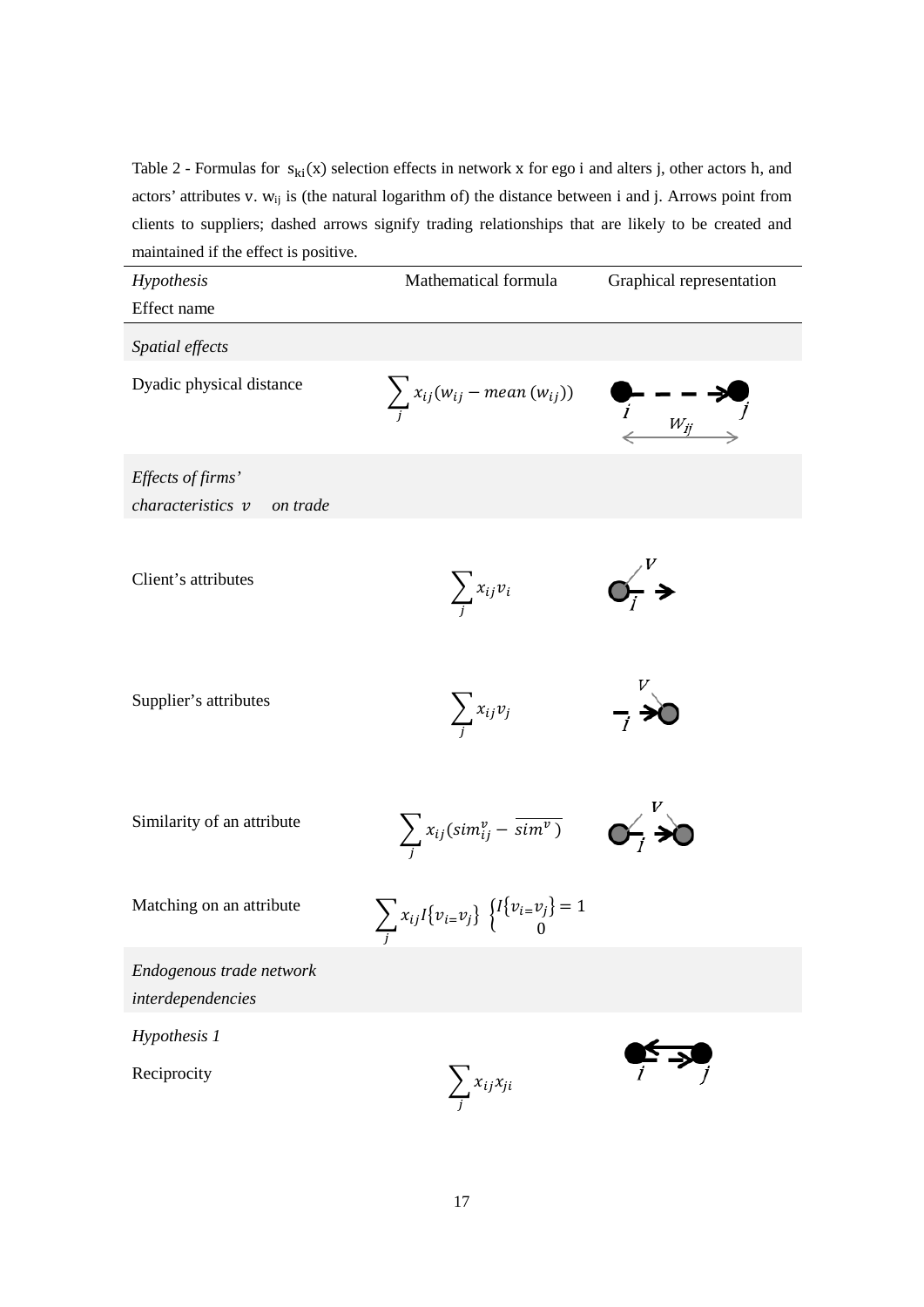Table 2 - Formulas for $s_{ki}(x)$ selection effects in network x for ego i and alters j, other actors h, and actors' attributes v. $w_{ij}$ is (the natural logarithm of) the distance between i and j. Arrows point from clients to suppliers; dashed arrows signify trading relationships that are likely to be created and maintained if the effect is positive.

| *Hypothesis* Effect name | Mathematical formula | Graphical representation |
|---|---|---|
| *Spatial effects* | | |
| Dyadic physical distance | $\sum_j x_{ij}(w_{ij} - mean\,(w_{ij}))$ | |
| *Effects of firms' characteristics $v$ on trade* | | |
| Client's attributes | $\sum_j x_{ij} v_i$ | |
| Supplier's attributes | $\sum_j x_{ij} v_j$ | |
| Similarity of an attribute | $\sum_j x_{ij}(sim_{ij}^{v} - \overline{sim^{v}})$ | |
| Matching on an attribute | $\sum_j x_{ij} I\{v_{i=}v_j\}$ $\begin{cases} I\{v_{i=}v_j\} = 1 \\ 0 \end{cases}$ | |
| *Endogenous trade network interdependencies* | | |
| *Hypothesis 1* Reciprocity | $\sum_j x_{ij} x_{ji}$ | |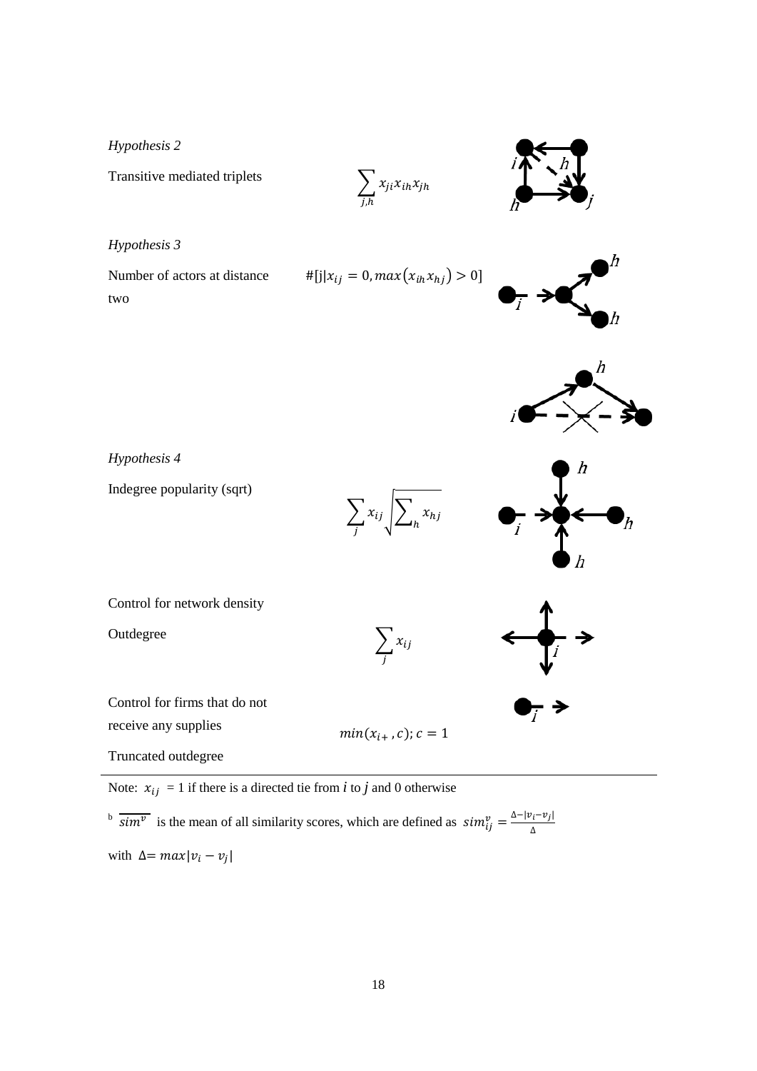| | | |
|---|---|---|
| *Hypothesis 2* | | |
| Transitive mediated triplets | $\sum_{j,h} x_{ji} x_{ih} x_{jh}$ | |
| *Hypothesis 3* | | |
| Number of actors at distance two | $\#[j \vert x_{ij} = 0, max(x_{ih} x_{hj}) > 0]$ | |
| *Hypothesis 4* | | |
| Indegree popularity (sqrt) | $\sum_{j} x_{ij} \sqrt{\sum_{h} x_{hj}}$ | |
| Control for network density | | |
| Outdegree | $\sum_{j} x_{ij}$ | |
| Control for firms that do not receive any supplies | | |
| Truncated outdegree | $min(x_{i+}, c); c = 1$ | |

Note: $x_{ij}$ = 1 if there is a directed tie from $i$ to $j$ and 0 otherwise

[b] $\overline{sim^{v}}$ is the mean of all similarity scores, which are defined as $sim^{v}_{ij} = \frac{\Delta - |v_i - v_j|}{\Delta}$

with $\Delta = max|v_i - v_j|$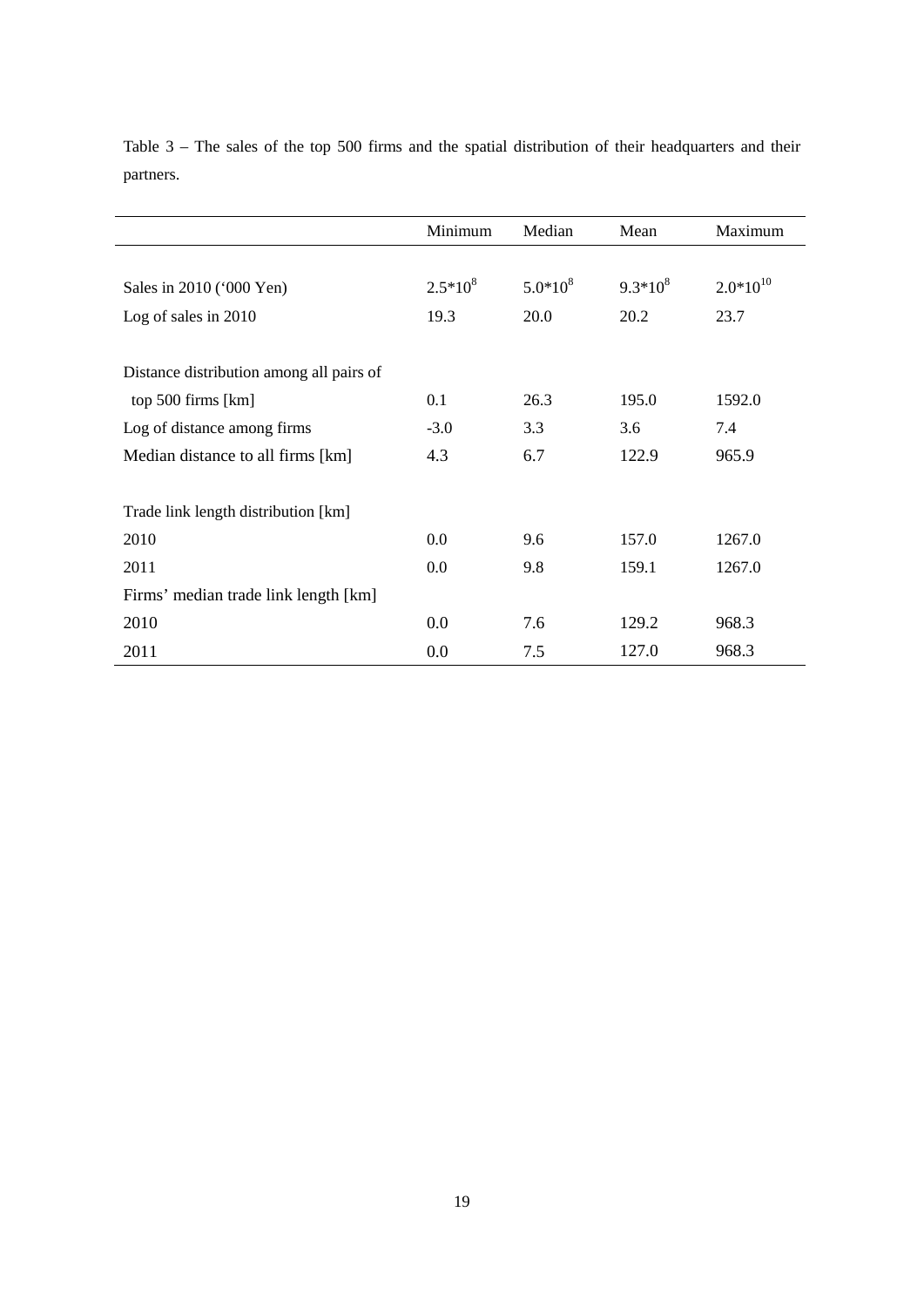Table 3 – The sales of the top 500 firms and the spatial distribution of their headquarters and their partners.

| | Minimum | Median | Mean | Maximum |
|---|---|---|---|---|
| Sales in 2010 ('000 Yen) | $2.5*10^8$ | $5.0*10^8$ | $9.3*10^8$ | $2.0*10^{10}$ |
| Log of sales in 2010 | 19.3 | 20.0 | 20.2 | 23.7 |
| Distance distribution among all pairs of top 500 firms [km] | 0.1 | 26.3 | 195.0 | 1592.0 |
| Log of distance among firms | -3.0 | 3.3 | 3.6 | 7.4 |
| Median distance to all firms [km] | 4.3 | 6.7 | 122.9 | 965.9 |
| Trade link length distribution [km] | | | | |
| 2010 | 0.0 | 9.6 | 157.0 | 1267.0 |
| 2011 | 0.0 | 9.8 | 159.1 | 1267.0 |
| Firms' median trade link length [km] | | | | |
| 2010 | 0.0 | 7.6 | 129.2 | 968.3 |
| 2011 | 0.0 | 7.5 | 127.0 | 968.3 |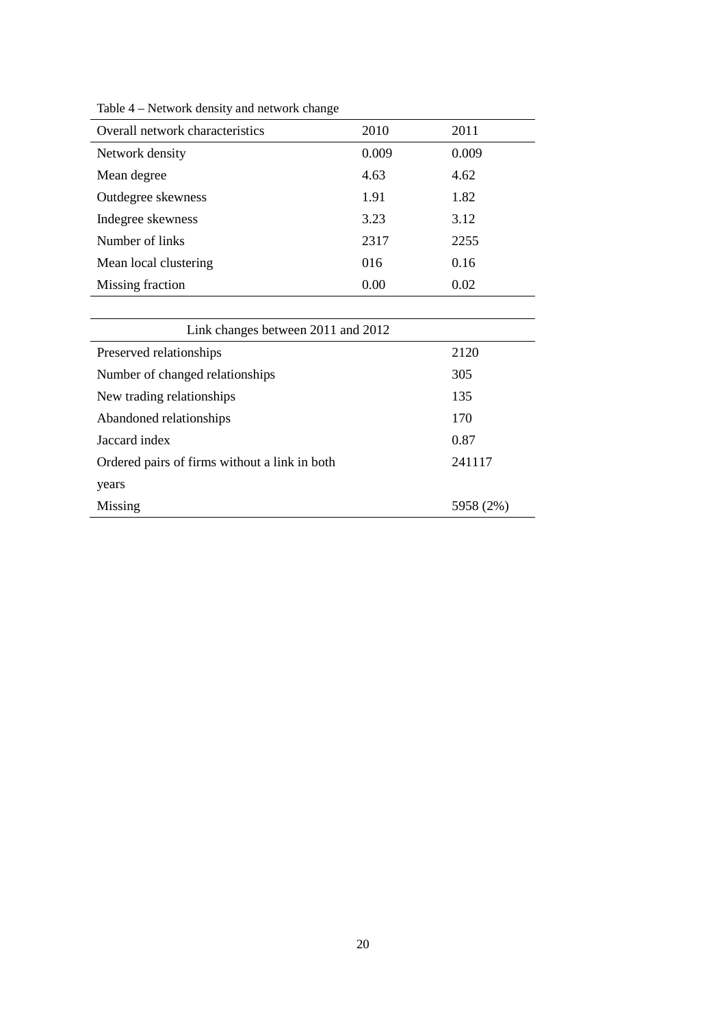Table 4 – Network density and network change

| Overall network characteristics | 2010 | 2011 |
| --- | --- | --- |
| Network density | 0.009 | 0.009 |
| Mean degree | 4.63 | 4.62 |
| Outdegree skewness | 1.91 | 1.82 |
| Indegree skewness | 3.23 | 3.12 |
| Number of links | 2317 | 2255 |
| Mean local clustering | 016 | 0.16 |
| Missing fraction | 0.00 | 0.02 |

| Link changes between 2011 and 2012 | |
| --- | --- |
| Preserved relationships | 2120 |
| Number of changed relationships | 305 |
| New trading relationships | 135 |
| Abandoned relationships | 170 |
| Jaccard index | 0.87 |
| Ordered pairs of firms without a link in both years | 241117 |
| Missing | 5958 (2%) |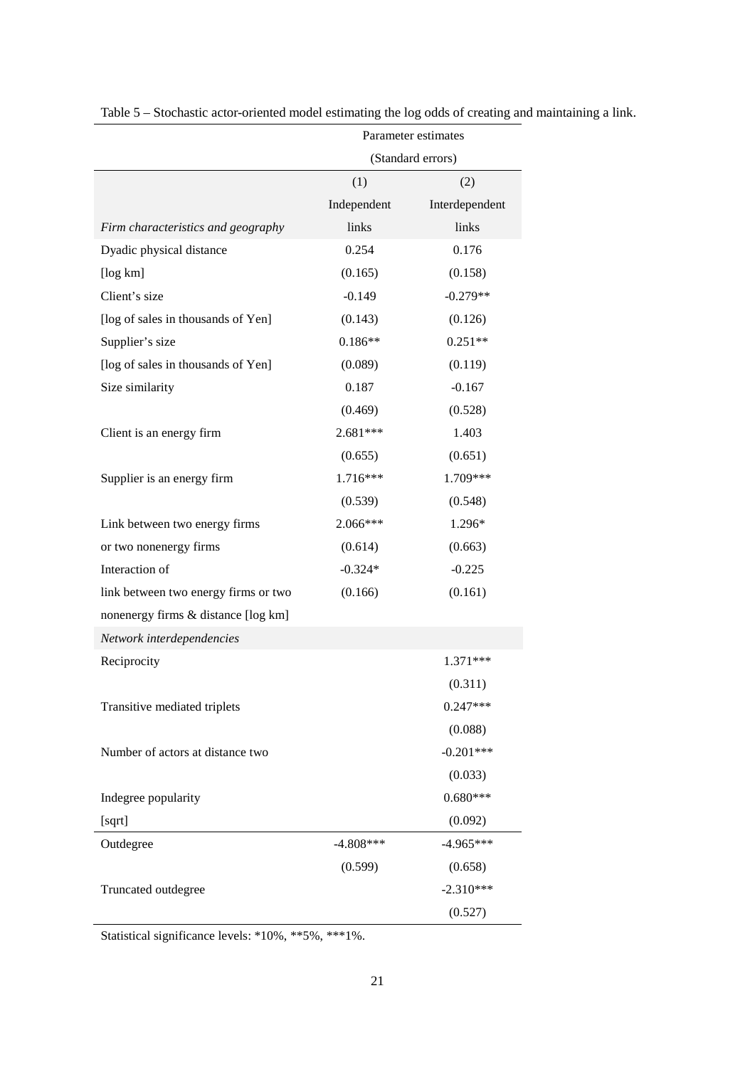Table 5 – Stochastic actor-oriented model estimating the log odds of creating and maintaining a link.

| | Parameter estimates (Standard errors) | |
|---|---|---|
| | (1) | (2) |
| | Independent | Interdependent |
| *Firm characteristics and geography* | links | links |
| Dyadic physical distance | 0.254 | 0.176 |
| [log km] | (0.165) | (0.158) |
| Client's size | -0.149 | -0.279** |
| [log of sales in thousands of Yen] | (0.143) | (0.126) |
| Supplier's size | 0.186** | 0.251** |
| [log of sales in thousands of Yen] | (0.089) | (0.119) |
| Size similarity | 0.187 | -0.167 |
| | (0.469) | (0.528) |
| Client is an energy firm | 2.681*** | 1.403 |
| | (0.655) | (0.651) |
| Supplier is an energy firm | 1.716*** | 1.709*** |
| | (0.539) | (0.548) |
| Link between two energy firms | 2.066*** | 1.296* |
| or two nonenergy firms | (0.614) | (0.663) |
| Interaction of | -0.324* | -0.225 |
| link between two energy firms or two | (0.166) | (0.161) |
| nonenergy firms & distance [log km] | | |
| *Network interdependencies* | | |
| Reciprocity | | 1.371*** |
| | | (0.311) |
| Transitive mediated triplets | | 0.247*** |
| | | (0.088) |
| Number of actors at distance two | | -0.201*** |
| | | (0.033) |
| Indegree popularity | | 0.680*** |
| [sqrt] | | (0.092) |
| Outdegree | -4.808*** | -4.965*** |
| | (0.599) | (0.658) |
| Truncated outdegree | | -2.310*** |
| | | (0.527) |

Statistical significance levels: *10%, **5%, ***1%.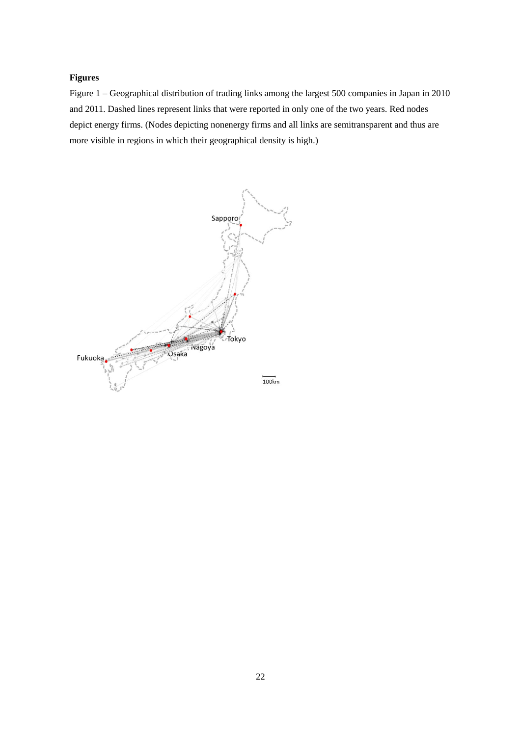**Figures**

Figure 1 – Geographical distribution of trading links among the largest 500 companies in Japan in 2010 and 2011. Dashed lines represent links that were reported in only one of the two years. Red nodes depict energy firms. (Nodes depicting nonenergy firms and all links are semitransparent and thus are more visible in regions in which their geographical density is high.)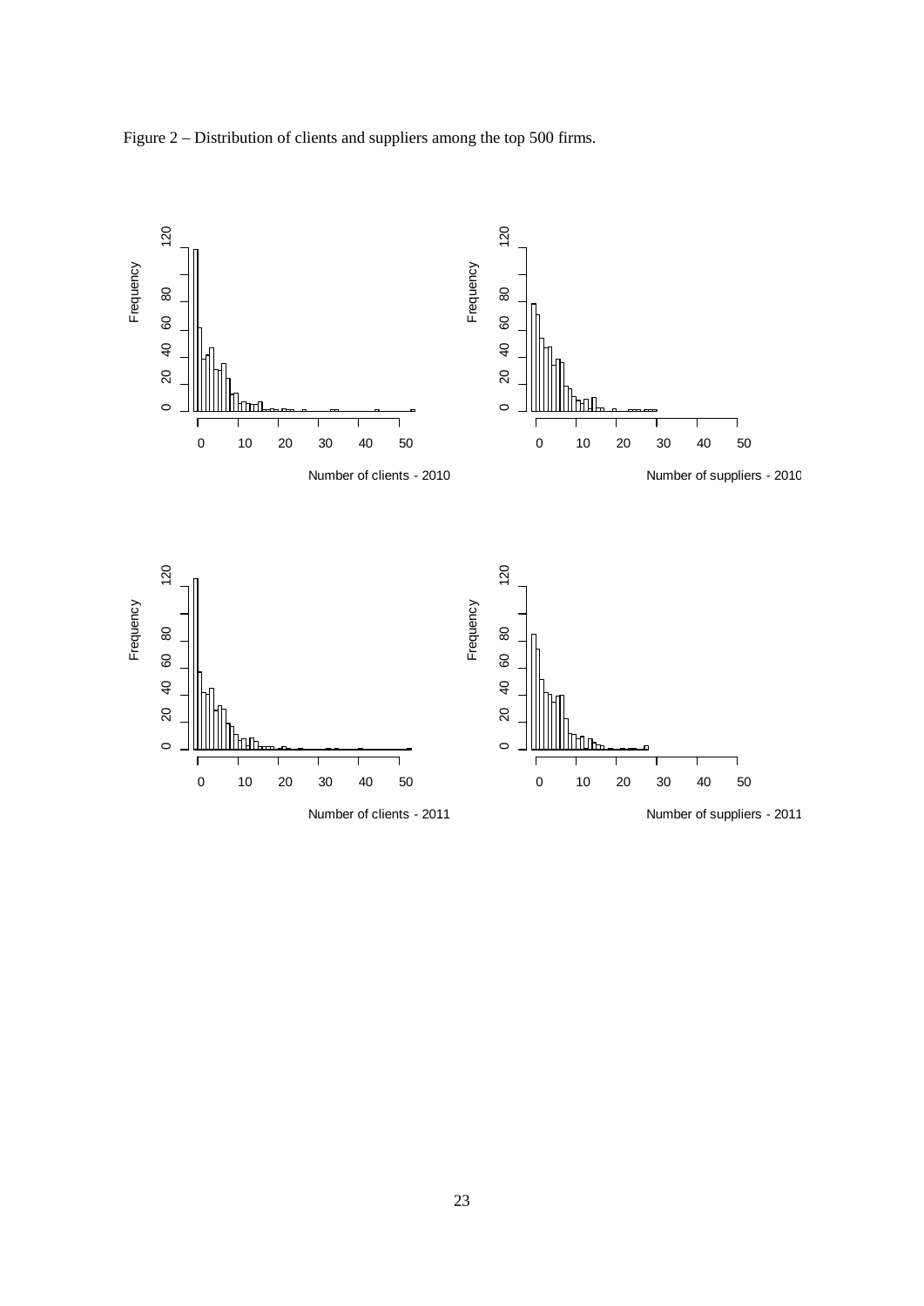Figure 2 – Distribution of clients and suppliers among the top 500 firms.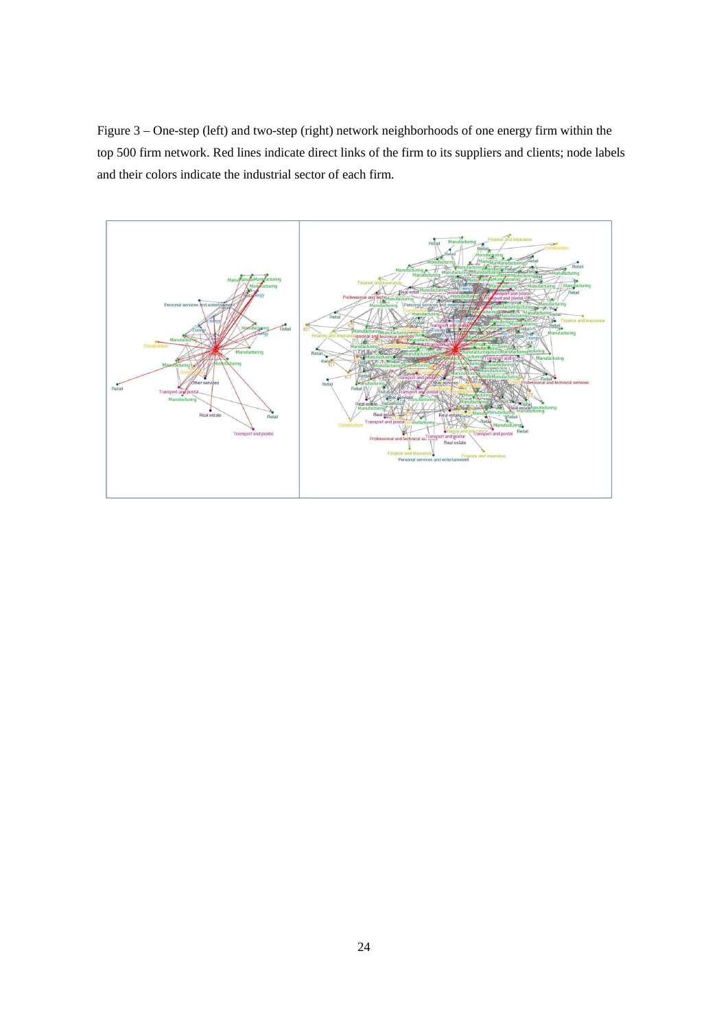Figure 3 – One-step (left) and two-step (right) network neighborhoods of one energy firm within the top 500 firm network. Red lines indicate direct links of the firm to its suppliers and clients; node labels and their colors indicate the industrial sector of each firm.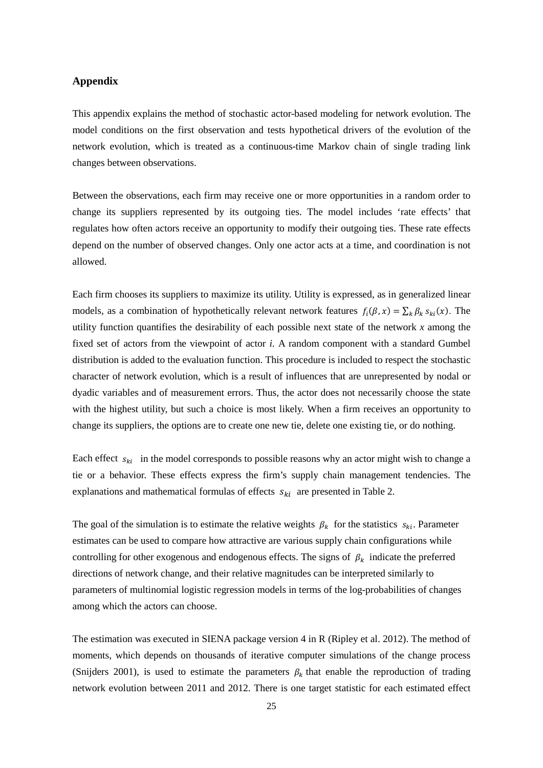## Appendix

This appendix explains the method of stochastic actor-based modeling for network evolution. The model conditions on the first observation and tests hypothetical drivers of the evolution of the network evolution, which is treated as a continuous-time Markov chain of single trading link changes between observations.

Between the observations, each firm may receive one or more opportunities in a random order to change its suppliers represented by its outgoing ties. The model includes 'rate effects' that regulates how often actors receive an opportunity to modify their outgoing ties. These rate effects depend on the number of observed changes. Only one actor acts at a time, and coordination is not allowed.

Each firm chooses its suppliers to maximize its utility. Utility is expressed, as in generalized linear models, as a combination of hypothetically relevant network features $f_i(\beta, x) = \sum_k \beta_k s_{ki}(x)$. The utility function quantifies the desirability of each possible next state of the network *x* among the fixed set of actors from the viewpoint of actor *i*. A random component with a standard Gumbel distribution is added to the evaluation function. This procedure is included to respect the stochastic character of network evolution, which is a result of influences that are unrepresented by nodal or dyadic variables and of measurement errors. Thus, the actor does not necessarily choose the state with the highest utility, but such a choice is most likely. When a firm receives an opportunity to change its suppliers, the options are to create one new tie, delete one existing tie, or do nothing.

Each effect $s_{ki}$ in the model corresponds to possible reasons why an actor might wish to change a tie or a behavior. These effects express the firm's supply chain management tendencies. The explanations and mathematical formulas of effects $s_{ki}$ are presented in Table 2.

The goal of the simulation is to estimate the relative weights $\beta_k$ for the statistics $s_{ki}$. Parameter estimates can be used to compare how attractive are various supply chain configurations while controlling for other exogenous and endogenous effects. The signs of $\beta_k$ indicate the preferred directions of network change, and their relative magnitudes can be interpreted similarly to parameters of multinomial logistic regression models in terms of the log-probabilities of changes among which the actors can choose.

The estimation was executed in SIENA package version 4 in R (Ripley et al. 2012). The method of moments, which depends on thousands of iterative computer simulations of the change process (Snijders 2001), is used to estimate the parameters $\beta_k$ that enable the reproduction of trading network evolution between 2011 and 2012. There is one target statistic for each estimated effect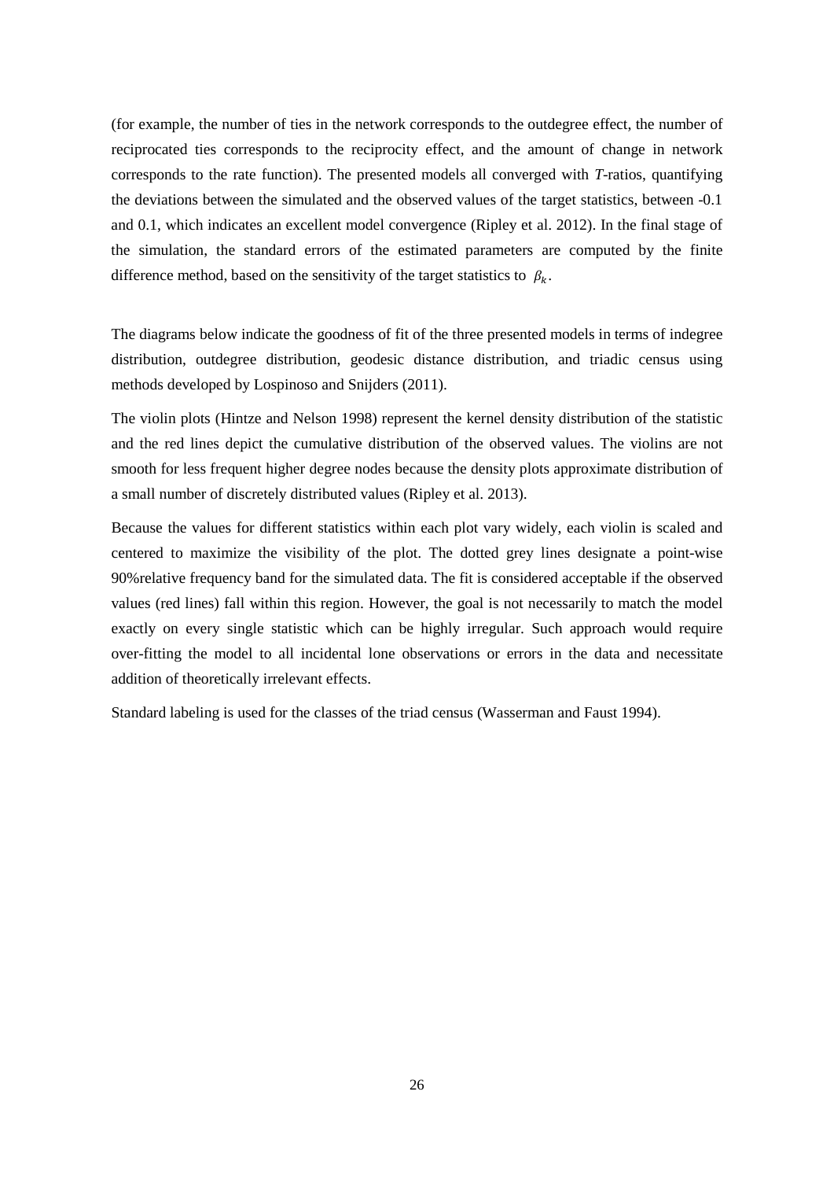(for example, the number of ties in the network corresponds to the outdegree effect, the number of reciprocated ties corresponds to the reciprocity effect, and the amount of change in network corresponds to the rate function). The presented models all converged with *T*-ratios, quantifying the deviations between the simulated and the observed values of the target statistics, between -0.1 and 0.1, which indicates an excellent model convergence (Ripley et al. 2012). In the final stage of the simulation, the standard errors of the estimated parameters are computed by the finite difference method, based on the sensitivity of the target statistics to $\beta_k$.

The diagrams below indicate the goodness of fit of the three presented models in terms of indegree distribution, outdegree distribution, geodesic distance distribution, and triadic census using methods developed by Lospinoso and Snijders (2011).

The violin plots (Hintze and Nelson 1998) represent the kernel density distribution of the statistic and the red lines depict the cumulative distribution of the observed values. The violins are not smooth for less frequent higher degree nodes because the density plots approximate distribution of a small number of discretely distributed values (Ripley et al. 2013).

Because the values for different statistics within each plot vary widely, each violin is scaled and centered to maximize the visibility of the plot. The dotted grey lines designate a point-wise 90%relative frequency band for the simulated data. The fit is considered acceptable if the observed values (red lines) fall within this region. However, the goal is not necessarily to match the model exactly on every single statistic which can be highly irregular. Such approach would require over-fitting the model to all incidental lone observations or errors in the data and necessitate addition of theoretically irrelevant effects.

Standard labeling is used for the classes of the triad census (Wasserman and Faust 1994).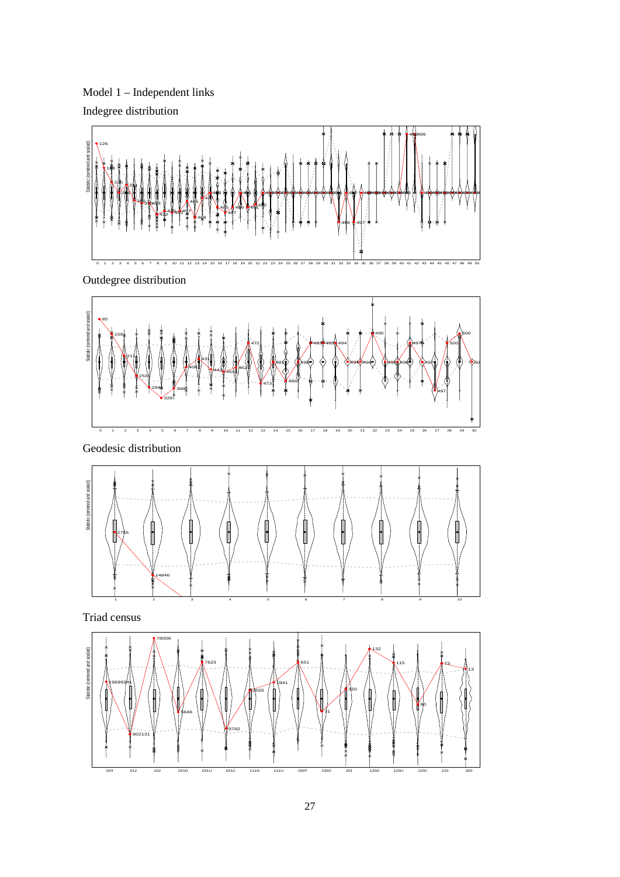Model 1 – Independent links

Indegree distribution

Outdegree distribution

Geodesic distribution

Triad census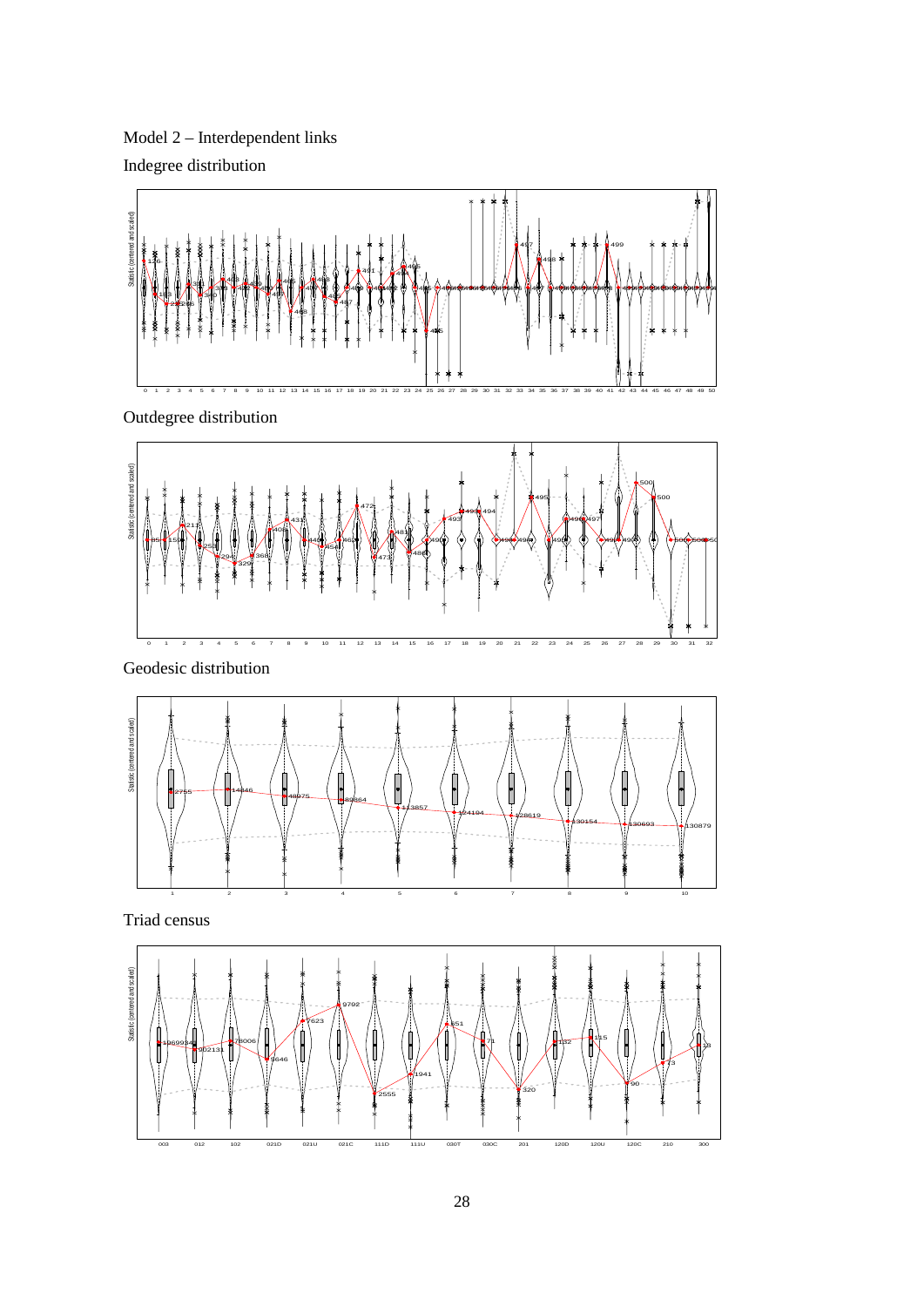Model 2 – Interdependent links

Indegree distribution

Statistic (centered and scaled)

0 1 2 3 4 5 6 7 8 9 10 11 12 13 14 15 16 17 18 19 20 21 22 23 24 25 26 27 28 29 30 31 32 33 34 35 36 37 38 39 40 41 42 43 44 45 46 47 48 49 50

Outdegree distribution

Statistic (centered and scaled)

0 1 2 3 4 5 6 7 8 9 10 11 12 13 14 15 16 17 18 19 20 21 22 23 24 25 26 27 28 29 30 31 32

Geodesic distribution

Statistic (centered and scaled)

2755 14846 48975 89864 113857 124194 128619 130154 130693 130879

1 2 3 4 5 6 7 8 9 10

Triad census

Statistic (centered and scaled)

1969954 902131 78006 5646 7623 9792 2555 1941 851 71 320 132 115 90 73 33

003 012 102 021D 021U 021C 111D 111U 030T 030C 201 120D 120U 120C 210 300